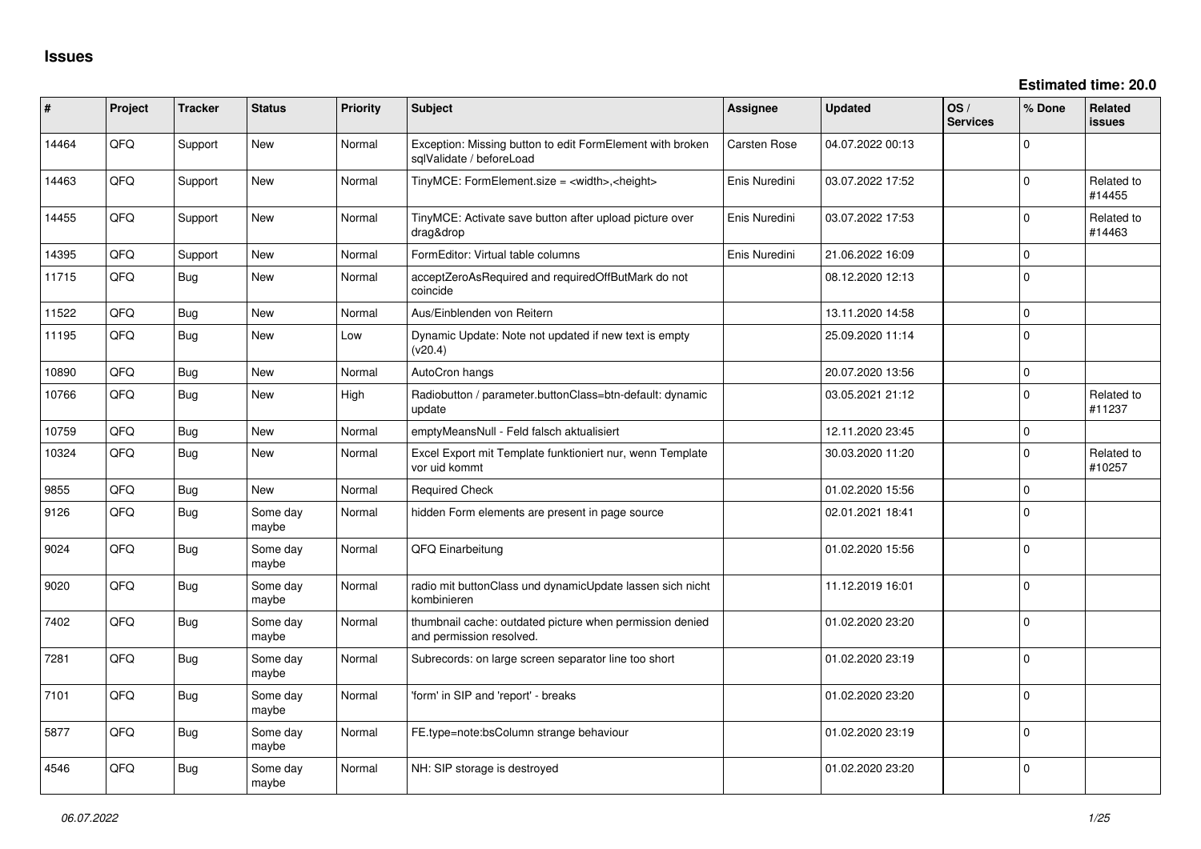## Issues

**Estimated time: 20.0**

| # | Project | Tracker | Status | Priority | Subject | Assignee | Updated | OS / Services | % Done | Related issues |
|---|---|---|---|---|---|---|---|---|---|---|
| 14464 | QFQ | Support | New | Normal | Exception: Missing button to edit FormElement with broken sqlValidate / beforeLoad | Carsten Rose | 04.07.2022 00:13 | | 0 | |
| 14463 | QFQ | Support | New | Normal | TinyMCE: FormElement.size = <width>,<height> | Enis Nuredini | 03.07.2022 17:52 | | 0 | Related to #14455 |
| 14455 | QFQ | Support | New | Normal | TinyMCE: Activate save button after upload picture over drag&drop | Enis Nuredini | 03.07.2022 17:53 | | 0 | Related to #14463 |
| 14395 | QFQ | Support | New | Normal | FormEditor: Virtual table columns | Enis Nuredini | 21.06.2022 16:09 | | 0 | |
| 11715 | QFQ | Bug | New | Normal | acceptZeroAsRequired and requiredOffButMark do not coincide | | 08.12.2020 12:13 | | 0 | |
| 11522 | QFQ | Bug | New | Normal | Aus/Einblenden von Reitern | | 13.11.2020 14:58 | | 0 | |
| 11195 | QFQ | Bug | New | Low | Dynamic Update: Note not updated if new text is empty (v20.4) | | 25.09.2020 11:14 | | 0 | |
| 10890 | QFQ | Bug | New | Normal | AutoCron hangs | | 20.07.2020 13:56 | | 0 | |
| 10766 | QFQ | Bug | New | High | Radiobutton / parameter.buttonClass=btn-default: dynamic update | | 03.05.2021 21:12 | | 0 | Related to #11237 |
| 10759 | QFQ | Bug | New | Normal | emptyMeansNull - Feld falsch aktualisiert | | 12.11.2020 23:45 | | 0 | |
| 10324 | QFQ | Bug | New | Normal | Excel Export mit Template funktioniert nur, wenn Template vor uid kommt | | 30.03.2020 11:20 | | 0 | Related to #10257 |
| 9855 | QFQ | Bug | New | Normal | Required Check | | 01.02.2020 15:56 | | 0 | |
| 9126 | QFQ | Bug | Some day maybe | Normal | hidden Form elements are present in page source | | 02.01.2021 18:41 | | 0 | |
| 9024 | QFQ | Bug | Some day maybe | Normal | QFQ Einarbeitung | | 01.02.2020 15:56 | | 0 | |
| 9020 | QFQ | Bug | Some day maybe | Normal | radio mit buttonClass und dynamicUpdate lassen sich nicht kombinieren | | 11.12.2019 16:01 | | 0 | |
| 7402 | QFQ | Bug | Some day maybe | Normal | thumbnail cache: outdated picture when permission denied and permission resolved. | | 01.02.2020 23:20 | | 0 | |
| 7281 | QFQ | Bug | Some day maybe | Normal | Subrecords: on large screen separator line too short | | 01.02.2020 23:19 | | 0 | |
| 7101 | QFQ | Bug | Some day maybe | Normal | 'form' in SIP and 'report' - breaks | | 01.02.2020 23:20 | | 0 | |
| 5877 | QFQ | Bug | Some day maybe | Normal | FE.type=note:bsColumn strange behaviour | | 01.02.2020 23:19 | | 0 | |
| 4546 | QFQ | Bug | Some day maybe | Normal | NH: SIP storage is destroyed | | 01.02.2020 23:20 | | 0 | |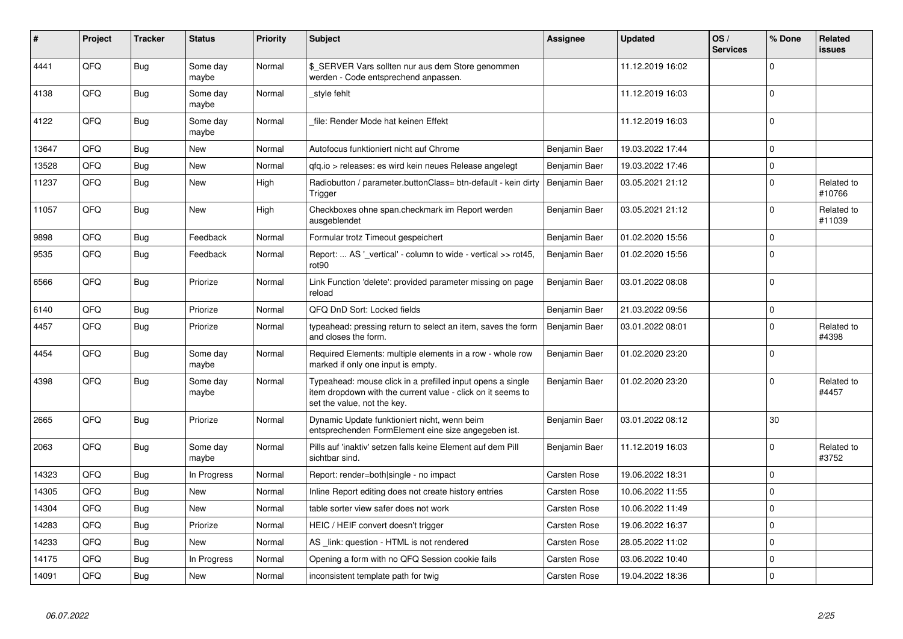| # | Project | Tracker | Status | Priority | Subject | Assignee | Updated | OS / Services | % Done | Related issues |
|---|---|---|---|---|---|---|---|---|---|---|
| 4441 | QFQ | Bug | Some day maybe | Normal | $_SERVER Vars sollten nur aus dem Store genommen werden - Code entsprechend anpassen. | | 11.12.2019 16:02 | | 0 | |
| 4138 | QFQ | Bug | Some day maybe | Normal | _style fehlt | | 11.12.2019 16:03 | | 0 | |
| 4122 | QFQ | Bug | Some day maybe | Normal | _file: Render Mode hat keinen Effekt | | 11.12.2019 16:03 | | 0 | |
| 13647 | QFQ | Bug | New | Normal | Autofocus funktioniert nicht auf Chrome | Benjamin Baer | 19.03.2022 17:44 | | 0 | |
| 13528 | QFQ | Bug | New | Normal | qfq.io > releases: es wird kein neues Release angelegt | Benjamin Baer | 19.03.2022 17:46 | | 0 | |
| 11237 | QFQ | Bug | New | High | Radiobutton / parameter.buttonClass= btn-default - kein dirty Trigger | Benjamin Baer | 03.05.2021 21:12 | | 0 | Related to #10766 |
| 11057 | QFQ | Bug | New | High | Checkboxes ohne span.checkmark im Report werden ausgeblendet | Benjamin Baer | 03.05.2021 21:12 | | 0 | Related to #11039 |
| 9898 | QFQ | Bug | Feedback | Normal | Formular trotz Timeout gespeichert | Benjamin Baer | 01.02.2020 15:56 | | 0 | |
| 9535 | QFQ | Bug | Feedback | Normal | Report: ... AS '_vertical' - column to wide - vertical >> rot45, rot90 | Benjamin Baer | 01.02.2020 15:56 | | 0 | |
| 6566 | QFQ | Bug | Priorize | Normal | Link Function 'delete': provided parameter missing on page reload | Benjamin Baer | 03.01.2022 08:08 | | 0 | |
| 6140 | QFQ | Bug | Priorize | Normal | QFQ DnD Sort: Locked fields | Benjamin Baer | 21.03.2022 09:56 | | 0 | |
| 4457 | QFQ | Bug | Priorize | Normal | typeahead: pressing return to select an item, saves the form and closes the form. | Benjamin Baer | 03.01.2022 08:01 | | 0 | Related to #4398 |
| 4454 | QFQ | Bug | Some day maybe | Normal | Required Elements: multiple elements in a row - whole row marked if only one input is empty. | Benjamin Baer | 01.02.2020 23:20 | | 0 | |
| 4398 | QFQ | Bug | Some day maybe | Normal | Typeahead: mouse click in a prefilled input opens a single item dropdown with the current value - click on it seems to set the value, not the key. | Benjamin Baer | 01.02.2020 23:20 | | 0 | Related to #4457 |
| 2665 | QFQ | Bug | Priorize | Normal | Dynamic Update funktioniert nicht, wenn beim entsprechenden FormElement eine size angegeben ist. | Benjamin Baer | 03.01.2022 08:12 | | 30 | |
| 2063 | QFQ | Bug | Some day maybe | Normal | Pills auf 'inaktiv' setzen falls keine Element auf dem Pill sichtbar sind. | Benjamin Baer | 11.12.2019 16:03 | | 0 | Related to #3752 |
| 14323 | QFQ | Bug | In Progress | Normal | Report: render=both\|single - no impact | Carsten Rose | 19.06.2022 18:31 | | 0 | |
| 14305 | QFQ | Bug | New | Normal | Inline Report editing does not create history entries | Carsten Rose | 10.06.2022 11:55 | | 0 | |
| 14304 | QFQ | Bug | New | Normal | table sorter view safer does not work | Carsten Rose | 10.06.2022 11:49 | | 0 | |
| 14283 | QFQ | Bug | Priorize | Normal | HEIC / HEIF convert doesn't trigger | Carsten Rose | 19.06.2022 16:37 | | 0 | |
| 14233 | QFQ | Bug | New | Normal | AS _link: question - HTML is not rendered | Carsten Rose | 28.05.2022 11:02 | | 0 | |
| 14175 | QFQ | Bug | In Progress | Normal | Opening a form with no QFQ Session cookie fails | Carsten Rose | 03.06.2022 10:40 | | 0 | |
| 14091 | QFQ | Bug | New | Normal | inconsistent template path for twig | Carsten Rose | 19.04.2022 18:36 | | 0 | |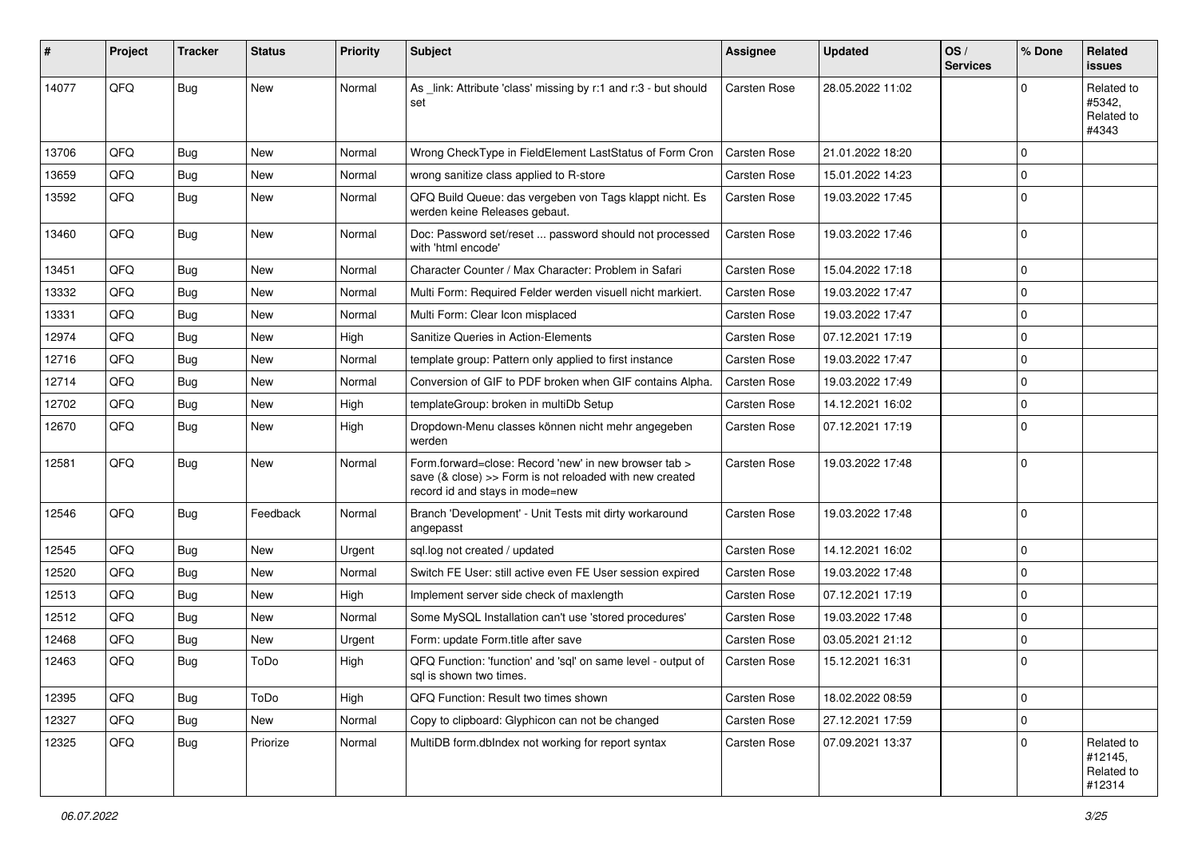| # | Project | Tracker | Status | Priority | Subject | Assignee | Updated | OS / Services | % Done | Related issues |
|---|---|---|---|---|---|---|---|---|---|---|
| 14077 | QFQ | Bug | New | Normal | As _link: Attribute 'class' missing by r:1 and r:3 - but should set | Carsten Rose | 28.05.2022 11:02 | | 0 | Related to #5342, Related to #4343 |
| 13706 | QFQ | Bug | New | Normal | Wrong CheckType in FieldElement LastStatus of Form Cron | Carsten Rose | 21.01.2022 18:20 | | 0 | |
| 13659 | QFQ | Bug | New | Normal | wrong sanitize class applied to R-store | Carsten Rose | 15.01.2022 14:23 | | 0 | |
| 13592 | QFQ | Bug | New | Normal | QFQ Build Queue: das vergeben von Tags klappt nicht. Es werden keine Releases gebaut. | Carsten Rose | 19.03.2022 17:45 | | 0 | |
| 13460 | QFQ | Bug | New | Normal | Doc: Password set/reset ... password should not processed with 'html encode' | Carsten Rose | 19.03.2022 17:46 | | 0 | |
| 13451 | QFQ | Bug | New | Normal | Character Counter / Max Character: Problem in Safari | Carsten Rose | 15.04.2022 17:18 | | 0 | |
| 13332 | QFQ | Bug | New | Normal | Multi Form: Required Felder werden visuell nicht markiert. | Carsten Rose | 19.03.2022 17:47 | | 0 | |
| 13331 | QFQ | Bug | New | Normal | Multi Form: Clear Icon misplaced | Carsten Rose | 19.03.2022 17:47 | | 0 | |
| 12974 | QFQ | Bug | New | High | Sanitize Queries in Action-Elements | Carsten Rose | 07.12.2021 17:19 | | 0 | |
| 12716 | QFQ | Bug | New | Normal | template group: Pattern only applied to first instance | Carsten Rose | 19.03.2022 17:47 | | 0 | |
| 12714 | QFQ | Bug | New | Normal | Conversion of GIF to PDF broken when GIF contains Alpha. | Carsten Rose | 19.03.2022 17:49 | | 0 | |
| 12702 | QFQ | Bug | New | High | templateGroup: broken in multiDb Setup | Carsten Rose | 14.12.2021 16:02 | | 0 | |
| 12670 | QFQ | Bug | New | High | Dropdown-Menu classes können nicht mehr angegeben werden | Carsten Rose | 07.12.2021 17:19 | | 0 | |
| 12581 | QFQ | Bug | New | Normal | Form.forward=close: Record 'new' in new browser tab > save (& close) >> Form is not reloaded with new created record id and stays in mode=new | Carsten Rose | 19.03.2022 17:48 | | 0 | |
| 12546 | QFQ | Bug | Feedback | Normal | Branch 'Development' - Unit Tests mit dirty workaround angepasst | Carsten Rose | 19.03.2022 17:48 | | 0 | |
| 12545 | QFQ | Bug | New | Urgent | sql.log not created / updated | Carsten Rose | 14.12.2021 16:02 | | 0 | |
| 12520 | QFQ | Bug | New | Normal | Switch FE User: still active even FE User session expired | Carsten Rose | 19.03.2022 17:48 | | 0 | |
| 12513 | QFQ | Bug | New | High | Implement server side check of maxlength | Carsten Rose | 07.12.2021 17:19 | | 0 | |
| 12512 | QFQ | Bug | New | Normal | Some MySQL Installation can't use 'stored procedures' | Carsten Rose | 19.03.2022 17:48 | | 0 | |
| 12468 | QFQ | Bug | New | Urgent | Form: update Form.title after save | Carsten Rose | 03.05.2021 21:12 | | 0 | |
| 12463 | QFQ | Bug | ToDo | High | QFQ Function: 'function' and 'sql' on same level - output of sql is shown two times. | Carsten Rose | 15.12.2021 16:31 | | 0 | |
| 12395 | QFQ | Bug | ToDo | High | QFQ Function: Result two times shown | Carsten Rose | 18.02.2022 08:59 | | 0 | |
| 12327 | QFQ | Bug | New | Normal | Copy to clipboard: Glyphicon can not be changed | Carsten Rose | 27.12.2021 17:59 | | 0 | |
| 12325 | QFQ | Bug | Priorize | Normal | MultiDB form.dbIndex not working for report syntax | Carsten Rose | 07.09.2021 13:37 | | 0 | Related to #12145, Related to #12314 |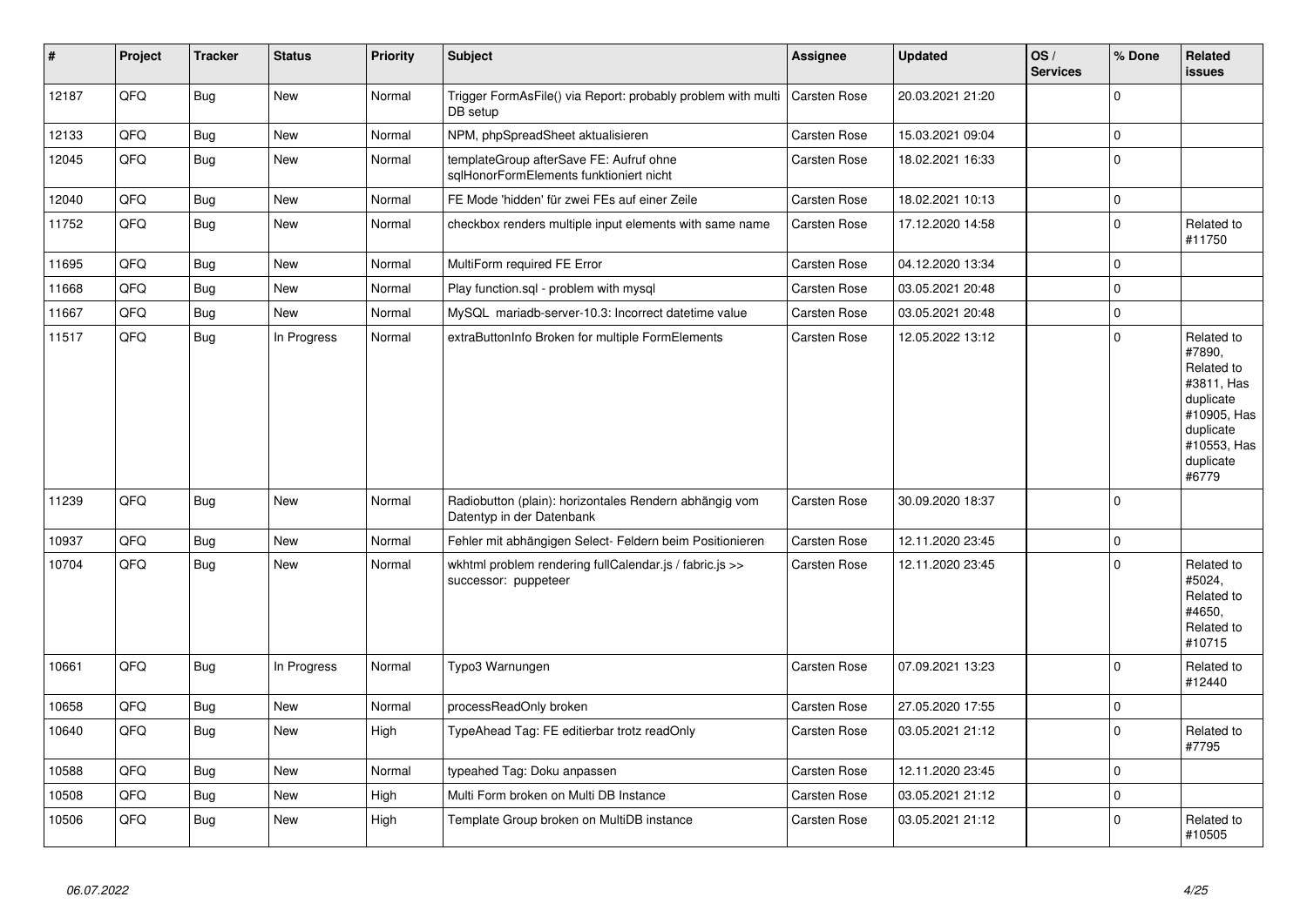| # | Project | Tracker | Status | Priority | Subject | Assignee | Updated | OS / Services | % Done | Related issues |
|---|---|---|---|---|---|---|---|---|---|---|
| 12187 | QFQ | Bug | New | Normal | Trigger FormAsFile() via Report: probably problem with multi DB setup | Carsten Rose | 20.03.2021 21:20 | | 0 | |
| 12133 | QFQ | Bug | New | Normal | NPM, phpSpreadSheet aktualisieren | Carsten Rose | 15.03.2021 09:04 | | 0 | |
| 12045 | QFQ | Bug | New | Normal | templateGroup afterSave FE: Aufruf ohne sqlHonorFormElements funktioniert nicht | Carsten Rose | 18.02.2021 16:33 | | 0 | |
| 12040 | QFQ | Bug | New | Normal | FE Mode 'hidden' für zwei FEs auf einer Zeile | Carsten Rose | 18.02.2021 10:13 | | 0 | |
| 11752 | QFQ | Bug | New | Normal | checkbox renders multiple input elements with same name | Carsten Rose | 17.12.2020 14:58 | | 0 | Related to #11750 |
| 11695 | QFQ | Bug | New | Normal | MultiForm required FE Error | Carsten Rose | 04.12.2020 13:34 | | 0 | |
| 11668 | QFQ | Bug | New | Normal | Play function.sql - problem with mysql | Carsten Rose | 03.05.2021 20:48 | | 0 | |
| 11667 | QFQ | Bug | New | Normal | MySQL mariadb-server-10.3: Incorrect datetime value | Carsten Rose | 03.05.2021 20:48 | | 0 | |
| 11517 | QFQ | Bug | In Progress | Normal | extraButtonInfo Broken for multiple FormElements | Carsten Rose | 12.05.2022 13:12 | | 0 | Related to #7890, Related to #3811, Has duplicate #10905, Has duplicate #10553, Has duplicate #6779 |
| 11239 | QFQ | Bug | New | Normal | Radiobutton (plain): horizontales Rendern abhängig vom Datentyp in der Datenbank | Carsten Rose | 30.09.2020 18:37 | | 0 | |
| 10937 | QFQ | Bug | New | Normal | Fehler mit abhängigen Select- Feldern beim Positionieren | Carsten Rose | 12.11.2020 23:45 | | 0 | |
| 10704 | QFQ | Bug | New | Normal | wkhtml problem rendering fullCalendar.js / fabric.js >> successor: puppeteer | Carsten Rose | 12.11.2020 23:45 | | 0 | Related to #5024, Related to #4650, Related to #10715 |
| 10661 | QFQ | Bug | In Progress | Normal | Typo3 Warnungen | Carsten Rose | 07.09.2021 13:23 | | 0 | Related to #12440 |
| 10658 | QFQ | Bug | New | Normal | processReadOnly broken | Carsten Rose | 27.05.2020 17:55 | | 0 | |
| 10640 | QFQ | Bug | New | High | TypeAhead Tag: FE editierbar trotz readOnly | Carsten Rose | 03.05.2021 21:12 | | 0 | Related to #7795 |
| 10588 | QFQ | Bug | New | Normal | typeahed Tag: Doku anpassen | Carsten Rose | 12.11.2020 23:45 | | 0 | |
| 10508 | QFQ | Bug | New | High | Multi Form broken on Multi DB Instance | Carsten Rose | 03.05.2021 21:12 | | 0 | |
| 10506 | QFQ | Bug | New | High | Template Group broken on MultiDB instance | Carsten Rose | 03.05.2021 21:12 | | 0 | Related to #10505 |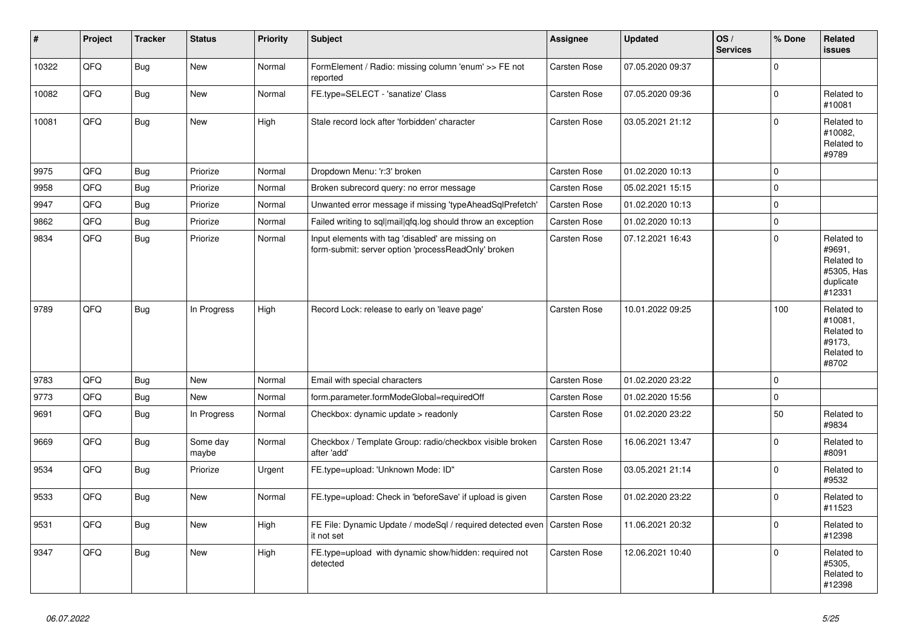| # | Project | Tracker | Status | Priority | Subject | Assignee | Updated | OS / Services | % Done | Related issues |
|---|---|---|---|---|---|---|---|---|---|---|
| 10322 | QFQ | Bug | New | Normal | FormElement / Radio: missing column 'enum' >> FE not reported | Carsten Rose | 07.05.2020 09:37 | | 0 | |
| 10082 | QFQ | Bug | New | Normal | FE.type=SELECT - 'sanatize' Class | Carsten Rose | 07.05.2020 09:36 | | 0 | Related to #10081 |
| 10081 | QFQ | Bug | New | High | Stale record lock after 'forbidden' character | Carsten Rose | 03.05.2021 21:12 | | 0 | Related to #10082, Related to #9789 |
| 9975 | QFQ | Bug | Priorize | Normal | Dropdown Menu: 'r:3' broken | Carsten Rose | 01.02.2020 10:13 | | 0 | |
| 9958 | QFQ | Bug | Priorize | Normal | Broken subrecord query: no error message | Carsten Rose | 05.02.2021 15:15 | | 0 | |
| 9947 | QFQ | Bug | Priorize | Normal | Unwanted error message if missing 'typeAheadSqlPrefetch' | Carsten Rose | 01.02.2020 10:13 | | 0 | |
| 9862 | QFQ | Bug | Priorize | Normal | Failed writing to sql|mail|qfq.log should throw an exception | Carsten Rose | 01.02.2020 10:13 | | 0 | |
| 9834 | QFQ | Bug | Priorize | Normal | Input elements with tag 'disabled' are missing on form-submit: server option 'processReadOnly' broken | Carsten Rose | 07.12.2021 16:43 | | 0 | Related to #9691, Related to #5305, Has duplicate #12331 |
| 9789 | QFQ | Bug | In Progress | High | Record Lock: release to early on 'leave page' | Carsten Rose | 10.01.2022 09:25 | | 100 | Related to #10081, Related to #9173, Related to #8702 |
| 9783 | QFQ | Bug | New | Normal | Email with special characters | Carsten Rose | 01.02.2020 23:22 | | 0 | |
| 9773 | QFQ | Bug | New | Normal | form.parameter.formModeGlobal=requiredOff | Carsten Rose | 01.02.2020 15:56 | | 0 | |
| 9691 | QFQ | Bug | In Progress | Normal | Checkbox: dynamic update > readonly | Carsten Rose | 01.02.2020 23:22 | | 50 | Related to #9834 |
| 9669 | QFQ | Bug | Some day maybe | Normal | Checkbox / Template Group: radio/checkbox visible broken after 'add' | Carsten Rose | 16.06.2021 13:47 | | 0 | Related to #8091 |
| 9534 | QFQ | Bug | Priorize | Urgent | FE.type=upload: 'Unknown Mode: ID" | Carsten Rose | 03.05.2021 21:14 | | 0 | Related to #9532 |
| 9533 | QFQ | Bug | New | Normal | FE.type=upload: Check in 'beforeSave' if upload is given | Carsten Rose | 01.02.2020 23:22 | | 0 | Related to #11523 |
| 9531 | QFQ | Bug | New | High | FE File: Dynamic Update / modeSql / required detected even it not set | Carsten Rose | 11.06.2021 20:32 | | 0 | Related to #12398 |
| 9347 | QFQ | Bug | New | High | FE.type=upload with dynamic show/hidden: required not detected | Carsten Rose | 12.06.2021 10:40 | | 0 | Related to #5305, Related to #12398 |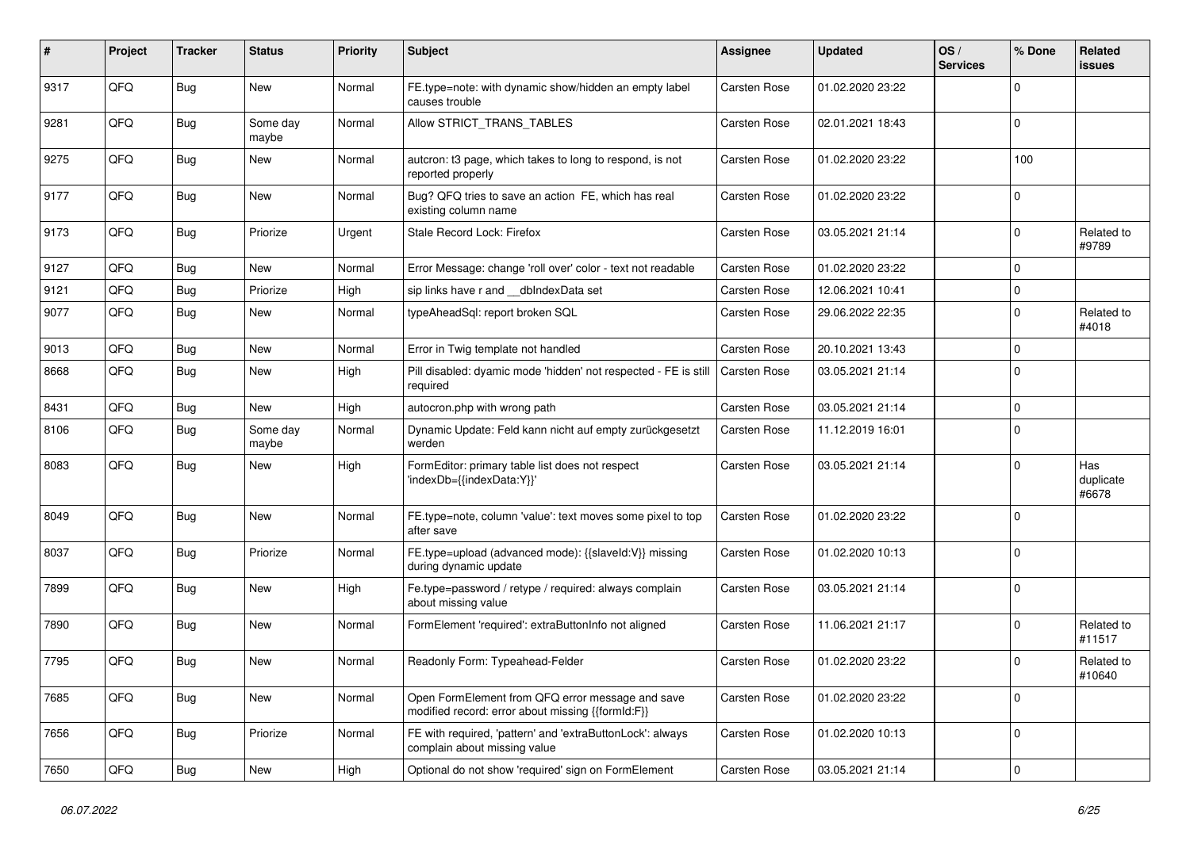| # | Project | Tracker | Status | Priority | Subject | Assignee | Updated | OS / Services | % Done | Related issues |
|---|---|---|---|---|---|---|---|---|---|---|
| 9317 | QFQ | Bug | New | Normal | FE.type=note: with dynamic show/hidden an empty label causes trouble | Carsten Rose | 01.02.2020 23:22 | | 0 | |
| 9281 | QFQ | Bug | Some day maybe | Normal | Allow STRICT_TRANS_TABLES | Carsten Rose | 02.01.2021 18:43 | | 0 | |
| 9275 | QFQ | Bug | New | Normal | autcron: t3 page, which takes to long to respond, is not reported properly | Carsten Rose | 01.02.2020 23:22 | | 100 | |
| 9177 | QFQ | Bug | New | Normal | Bug? QFQ tries to save an action FE, which has real existing column name | Carsten Rose | 01.02.2020 23:22 | | 0 | |
| 9173 | QFQ | Bug | Priorize | Urgent | Stale Record Lock: Firefox | Carsten Rose | 03.05.2021 21:14 | | 0 | Related to #9789 |
| 9127 | QFQ | Bug | New | Normal | Error Message: change 'roll over' color - text not readable | Carsten Rose | 01.02.2020 23:22 | | 0 | |
| 9121 | QFQ | Bug | Priorize | High | sip links have r and __dbIndexData set | Carsten Rose | 12.06.2021 10:41 | | 0 | |
| 9077 | QFQ | Bug | New | Normal | typeAheadSql: report broken SQL | Carsten Rose | 29.06.2022 22:35 | | 0 | Related to #4018 |
| 9013 | QFQ | Bug | New | Normal | Error in Twig template not handled | Carsten Rose | 20.10.2021 13:43 | | 0 | |
| 8668 | QFQ | Bug | New | High | Pill disabled: dyamic mode 'hidden' not respected - FE is still required | Carsten Rose | 03.05.2021 21:14 | | 0 | |
| 8431 | QFQ | Bug | New | High | autocron.php with wrong path | Carsten Rose | 03.05.2021 21:14 | | 0 | |
| 8106 | QFQ | Bug | Some day maybe | Normal | Dynamic Update: Feld kann nicht auf empty zurückgesetzt werden | Carsten Rose | 11.12.2019 16:01 | | 0 | |
| 8083 | QFQ | Bug | New | High | FormEditor: primary table list does not respect 'indexDb={{indexData:Y}}' | Carsten Rose | 03.05.2021 21:14 | | 0 | Has duplicate #6678 |
| 8049 | QFQ | Bug | New | Normal | FE.type=note, column 'value': text moves some pixel to top after save | Carsten Rose | 01.02.2020 23:22 | | 0 | |
| 8037 | QFQ | Bug | Priorize | Normal | FE.type=upload (advanced mode): {{slaveId:V}} missing during dynamic update | Carsten Rose | 01.02.2020 10:13 | | 0 | |
| 7899 | QFQ | Bug | New | High | Fe.type=password / retype / required: always complain about missing value | Carsten Rose | 03.05.2021 21:14 | | 0 | |
| 7890 | QFQ | Bug | New | Normal | FormElement 'required': extraButtonInfo not aligned | Carsten Rose | 11.06.2021 21:17 | | 0 | Related to #11517 |
| 7795 | QFQ | Bug | New | Normal | Readonly Form: Typeahead-Felder | Carsten Rose | 01.02.2020 23:22 | | 0 | Related to #10640 |
| 7685 | QFQ | Bug | New | Normal | Open FormElement from QFQ error message and save modified record: error about missing {{formId:F}} | Carsten Rose | 01.02.2020 23:22 | | 0 | |
| 7656 | QFQ | Bug | Priorize | Normal | FE with required, 'pattern' and 'extraButtonLock': always complain about missing value | Carsten Rose | 01.02.2020 10:13 | | 0 | |
| 7650 | QFQ | Bug | New | High | Optional do not show 'required' sign on FormElement | Carsten Rose | 03.05.2021 21:14 | | 0 | |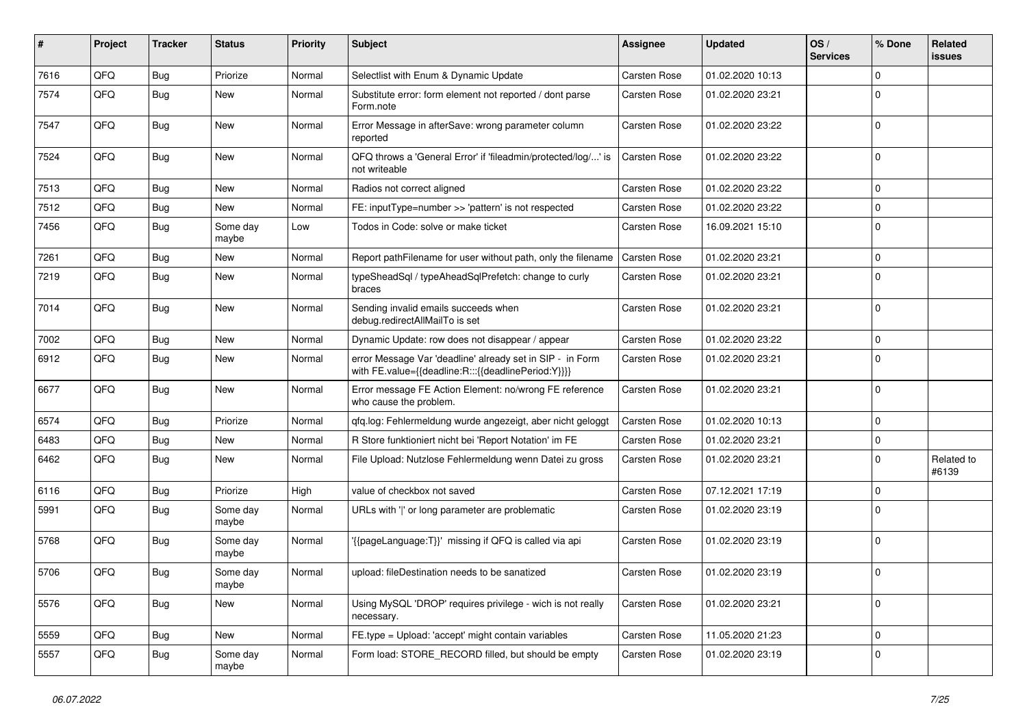| # | Project | Tracker | Status | Priority | Subject | Assignee | Updated | OS / Services | % Done | Related issues |
|---|---|---|---|---|---|---|---|---|---|---|
| 7616 | QFQ | Bug | Priorize | Normal | Selectlist with Enum & Dynamic Update | Carsten Rose | 01.02.2020 10:13 | | 0 | |
| 7574 | QFQ | Bug | New | Normal | Substitute error: form element not reported / dont parse Form.note | Carsten Rose | 01.02.2020 23:21 | | 0 | |
| 7547 | QFQ | Bug | New | Normal | Error Message in afterSave: wrong parameter column reported | Carsten Rose | 01.02.2020 23:22 | | 0 | |
| 7524 | QFQ | Bug | New | Normal | QFQ throws a 'General Error' if 'fileadmin/protected/log/...' is not writeable | Carsten Rose | 01.02.2020 23:22 | | 0 | |
| 7513 | QFQ | Bug | New | Normal | Radios not correct aligned | Carsten Rose | 01.02.2020 23:22 | | 0 | |
| 7512 | QFQ | Bug | New | Normal | FE: inputType=number >> 'pattern' is not respected | Carsten Rose | 01.02.2020 23:22 | | 0 | |
| 7456 | QFQ | Bug | Some day maybe | Low | Todos in Code: solve or make ticket | Carsten Rose | 16.09.2021 15:10 | | 0 | |
| 7261 | QFQ | Bug | New | Normal | Report pathFilename for user without path, only the filename | Carsten Rose | 01.02.2020 23:21 | | 0 | |
| 7219 | QFQ | Bug | New | Normal | typeSheadSql / typeAheadSqlPrefetch: change to curly braces | Carsten Rose | 01.02.2020 23:21 | | 0 | |
| 7014 | QFQ | Bug | New | Normal | Sending invalid emails succeeds when debug.redirectAllMailTo is set | Carsten Rose | 01.02.2020 23:21 | | 0 | |
| 7002 | QFQ | Bug | New | Normal | Dynamic Update: row does not disappear / appear | Carsten Rose | 01.02.2020 23:22 | | 0 | |
| 6912 | QFQ | Bug | New | Normal | error Message Var 'deadline' already set in SIP - in Form with FE.value={{deadline:R:::{{deadlinePeriod:Y}}}} | Carsten Rose | 01.02.2020 23:21 | | 0 | |
| 6677 | QFQ | Bug | New | Normal | Error message FE Action Element: no/wrong FE reference who cause the problem. | Carsten Rose | 01.02.2020 23:21 | | 0 | |
| 6574 | QFQ | Bug | Priorize | Normal | qfq.log: Fehlermeldung wurde angezeigt, aber nicht geloggt | Carsten Rose | 01.02.2020 10:13 | | 0 | |
| 6483 | QFQ | Bug | New | Normal | R Store funktioniert nicht bei 'Report Notation' im FE | Carsten Rose | 01.02.2020 23:21 | | 0 | |
| 6462 | QFQ | Bug | New | Normal | File Upload: Nutzlose Fehlermeldung wenn Datei zu gross | Carsten Rose | 01.02.2020 23:21 | | 0 | Related to #6139 |
| 6116 | QFQ | Bug | Priorize | High | value of checkbox not saved | Carsten Rose | 07.12.2021 17:19 | | 0 | |
| 5991 | QFQ | Bug | Some day maybe | Normal | URLs with '\|' or long parameter are problematic | Carsten Rose | 01.02.2020 23:19 | | 0 | |
| 5768 | QFQ | Bug | Some day maybe | Normal | '{{pageLanguage:T}}' missing if QFQ is called via api | Carsten Rose | 01.02.2020 23:19 | | 0 | |
| 5706 | QFQ | Bug | Some day maybe | Normal | upload: fileDestination needs to be sanatized | Carsten Rose | 01.02.2020 23:19 | | 0 | |
| 5576 | QFQ | Bug | New | Normal | Using MySQL 'DROP' requires privilege - wich is not really necessary. | Carsten Rose | 01.02.2020 23:21 | | 0 | |
| 5559 | QFQ | Bug | New | Normal | FE.type = Upload: 'accept' might contain variables | Carsten Rose | 11.05.2020 21:23 | | 0 | |
| 5557 | QFQ | Bug | Some day maybe | Normal | Form load: STORE_RECORD filled, but should be empty | Carsten Rose | 01.02.2020 23:19 | | 0 | |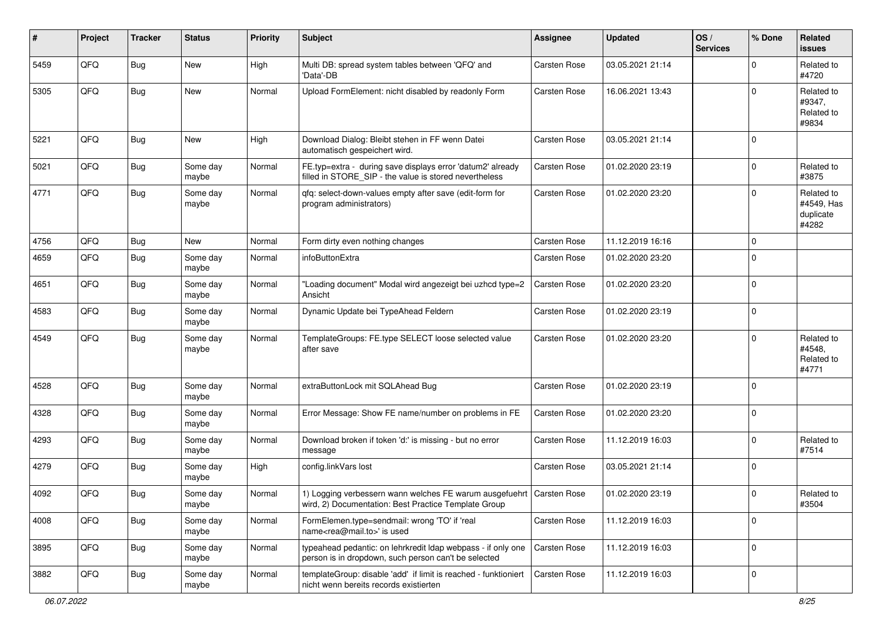| # | Project | Tracker | Status | Priority | Subject | Assignee | Updated | OS / Services | % Done | Related issues |
|---|---|---|---|---|---|---|---|---|---|---|
| 5459 | QFQ | Bug | New | High | Multi DB: spread system tables between 'QFQ' and 'Data'-DB | Carsten Rose | 03.05.2021 21:14 | | 0 | Related to #4720 |
| 5305 | QFQ | Bug | New | Normal | Upload FormElement: nicht disabled by readonly Form | Carsten Rose | 16.06.2021 13:43 | | 0 | Related to #9347, Related to #9834 |
| 5221 | QFQ | Bug | New | High | Download Dialog: Bleibt stehen in FF wenn Datei automatisch gespeichert wird. | Carsten Rose | 03.05.2021 21:14 | | 0 | |
| 5021 | QFQ | Bug | Some day maybe | Normal | FE.typ=extra - during save displays error 'datum2' already filled in STORE_SIP - the value is stored nevertheless | Carsten Rose | 01.02.2020 23:19 | | 0 | Related to #3875 |
| 4771 | QFQ | Bug | Some day maybe | Normal | qfq: select-down-values empty after save (edit-form for program administrators) | Carsten Rose | 01.02.2020 23:20 | | 0 | Related to #4549, Has duplicate #4282 |
| 4756 | QFQ | Bug | New | Normal | Form dirty even nothing changes | Carsten Rose | 11.12.2019 16:16 | | 0 | |
| 4659 | QFQ | Bug | Some day maybe | Normal | infoButtonExtra | Carsten Rose | 01.02.2020 23:20 | | 0 | |
| 4651 | QFQ | Bug | Some day maybe | Normal | "Loading document" Modal wird angezeigt bei uzhcd type=2 Ansicht | Carsten Rose | 01.02.2020 23:20 | | 0 | |
| 4583 | QFQ | Bug | Some day maybe | Normal | Dynamic Update bei TypeAhead Feldern | Carsten Rose | 01.02.2020 23:19 | | 0 | |
| 4549 | QFQ | Bug | Some day maybe | Normal | TemplateGroups: FE.type SELECT loose selected value after save | Carsten Rose | 01.02.2020 23:20 | | 0 | Related to #4548, Related to #4771 |
| 4528 | QFQ | Bug | Some day maybe | Normal | extraButtonLock mit SQLAhead Bug | Carsten Rose | 01.02.2020 23:19 | | 0 | |
| 4328 | QFQ | Bug | Some day maybe | Normal | Error Message: Show FE name/number on problems in FE | Carsten Rose | 01.02.2020 23:20 | | 0 | |
| 4293 | QFQ | Bug | Some day maybe | Normal | Download broken if token 'd:' is missing - but no error message | Carsten Rose | 11.12.2019 16:03 | | 0 | Related to #7514 |
| 4279 | QFQ | Bug | Some day maybe | High | config.linkVars lost | Carsten Rose | 03.05.2021 21:14 | | 0 | |
| 4092 | QFQ | Bug | Some day maybe | Normal | 1) Logging verbessern wann welches FE warum ausgefuehrt wird, 2) Documentation: Best Practice Template Group | Carsten Rose | 01.02.2020 23:19 | | 0 | Related to #3504 |
| 4008 | QFQ | Bug | Some day maybe | Normal | FormElemen.type=sendmail: wrong 'TO' if 'real name<rea@mail.to>' is used | Carsten Rose | 11.12.2019 16:03 | | 0 | |
| 3895 | QFQ | Bug | Some day maybe | Normal | typeahead pedantic: on lehrkredit ldap webpass - if only one person is in dropdown, such person can't be selected | Carsten Rose | 11.12.2019 16:03 | | 0 | |
| 3882 | QFQ | Bug | Some day maybe | Normal | templateGroup: disable 'add' if limit is reached - funktioniert nicht wenn bereits records existierten | Carsten Rose | 11.12.2019 16:03 | | 0 | |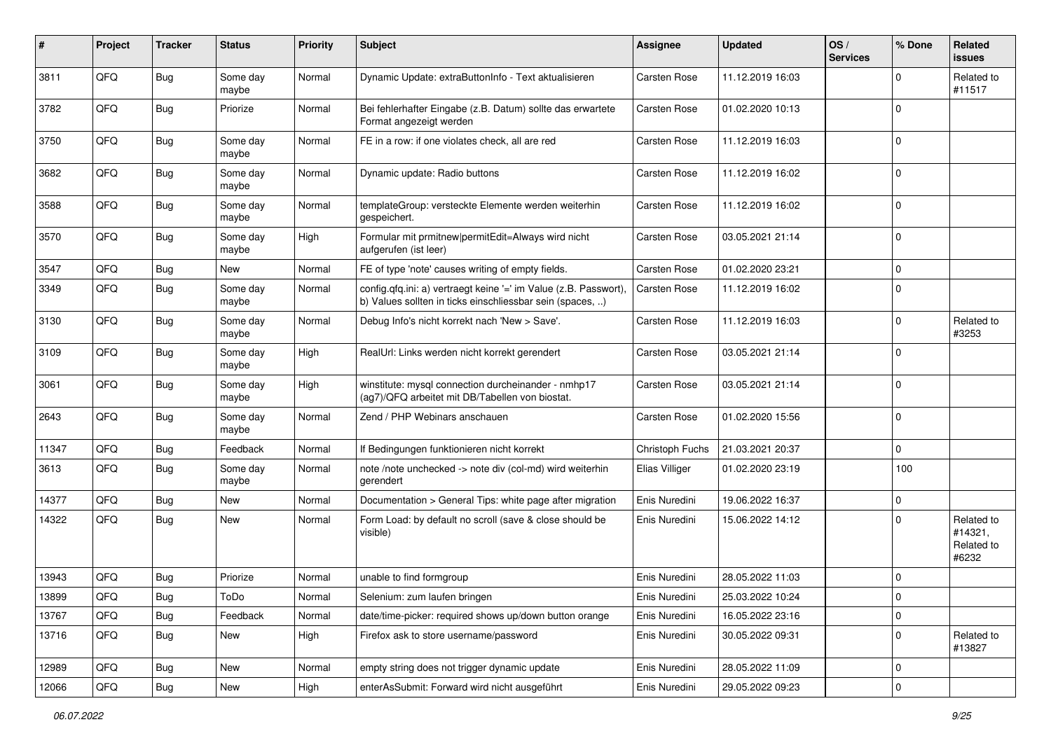| # | Project | Tracker | Status | Priority | Subject | Assignee | Updated | OS / Services | % Done | Related issues |
|---|---|---|---|---|---|---|---|---|---|---|
| 3811 | QFQ | Bug | Some day maybe | Normal | Dynamic Update: extraButtonInfo - Text aktualisieren | Carsten Rose | 11.12.2019 16:03 | | 0 | Related to #11517 |
| 3782 | QFQ | Bug | Priorize | Normal | Bei fehlerhafter Eingabe (z.B. Datum) sollte das erwartete Format angezeigt werden | Carsten Rose | 01.02.2020 10:13 | | 0 | |
| 3750 | QFQ | Bug | Some day maybe | Normal | FE in a row: if one violates check, all are red | Carsten Rose | 11.12.2019 16:03 | | 0 | |
| 3682 | QFQ | Bug | Some day maybe | Normal | Dynamic update: Radio buttons | Carsten Rose | 11.12.2019 16:02 | | 0 | |
| 3588 | QFQ | Bug | Some day maybe | Normal | templateGroup: versteckte Elemente werden weiterhin gespeichert. | Carsten Rose | 11.12.2019 16:02 | | 0 | |
| 3570 | QFQ | Bug | Some day maybe | High | Formular mit prmitnew\|permitEdit=Always wird nicht aufgerufen (ist leer) | Carsten Rose | 03.05.2021 21:14 | | 0 | |
| 3547 | QFQ | Bug | New | Normal | FE of type 'note' causes writing of empty fields. | Carsten Rose | 01.02.2020 23:21 | | 0 | |
| 3349 | QFQ | Bug | Some day maybe | Normal | config.qfq.ini: a) vertraegt keine '=' im Value (z.B. Passwort), b) Values sollten in ticks einschliessbar sein (spaces, ..) | Carsten Rose | 11.12.2019 16:02 | | 0 | |
| 3130 | QFQ | Bug | Some day maybe | Normal | Debug Info's nicht korrekt nach 'New > Save'. | Carsten Rose | 11.12.2019 16:03 | | 0 | Related to #3253 |
| 3109 | QFQ | Bug | Some day maybe | High | RealUrl: Links werden nicht korrekt gerendert | Carsten Rose | 03.05.2021 21:14 | | 0 | |
| 3061 | QFQ | Bug | Some day maybe | High | winstitute: mysql connection durcheinander - nmhp17 (ag7)/QFQ arbeitet mit DB/Tabellen von biostat. | Carsten Rose | 03.05.2021 21:14 | | 0 | |
| 2643 | QFQ | Bug | Some day maybe | Normal | Zend / PHP Webinars anschauen | Carsten Rose | 01.02.2020 15:56 | | 0 | |
| 11347 | QFQ | Bug | Feedback | Normal | If Bedingungen funktionieren nicht korrekt | Christoph Fuchs | 21.03.2021 20:37 | | 0 | |
| 3613 | QFQ | Bug | Some day maybe | Normal | note /note unchecked -> note div (col-md) wird weiterhin gerendert | Elias Villiger | 01.02.2020 23:19 | | 100 | |
| 14377 | QFQ | Bug | New | Normal | Documentation > General Tips: white page after migration | Enis Nuredini | 19.06.2022 16:37 | | 0 | |
| 14322 | QFQ | Bug | New | Normal | Form Load: by default no scroll (save & close should be visible) | Enis Nuredini | 15.06.2022 14:12 | | 0 | Related to #14321, Related to #6232 |
| 13943 | QFQ | Bug | Priorize | Normal | unable to find formgroup | Enis Nuredini | 28.05.2022 11:03 | | 0 | |
| 13899 | QFQ | Bug | ToDo | Normal | Selenium: zum laufen bringen | Enis Nuredini | 25.03.2022 10:24 | | 0 | |
| 13767 | QFQ | Bug | Feedback | Normal | date/time-picker: required shows up/down button orange | Enis Nuredini | 16.05.2022 23:16 | | 0 | |
| 13716 | QFQ | Bug | New | High | Firefox ask to store username/password | Enis Nuredini | 30.05.2022 09:31 | | 0 | Related to #13827 |
| 12989 | QFQ | Bug | New | Normal | empty string does not trigger dynamic update | Enis Nuredini | 28.05.2022 11:09 | | 0 | |
| 12066 | QFQ | Bug | New | High | enterAsSubmit: Forward wird nicht ausgeführt | Enis Nuredini | 29.05.2022 09:23 | | 0 | |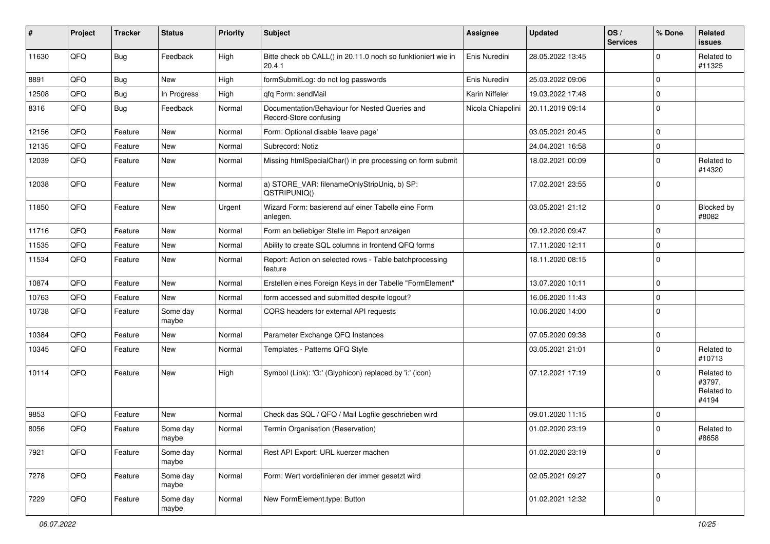| # | Project | Tracker | Status | Priority | Subject | Assignee | Updated | OS / Services | % Done | Related issues |
|---|---|---|---|---|---|---|---|---|---|---|
| 11630 | QFQ | Bug | Feedback | High | Bitte check ob CALL() in 20.11.0 noch so funktioniert wie in 20.4.1 | Enis Nuredini | 28.05.2022 13:45 | | 0 | Related to #11325 |
| 8891 | QFQ | Bug | New | High | formSubmitLog: do not log passwords | Enis Nuredini | 25.03.2022 09:06 | | 0 | |
| 12508 | QFQ | Bug | In Progress | High | qfq Form: sendMail | Karin Niffeler | 19.03.2022 17:48 | | 0 | |
| 8316 | QFQ | Bug | Feedback | Normal | Documentation/Behaviour for Nested Queries and Record-Store confusing | Nicola Chiapolini | 20.11.2019 09:14 | | 0 | |
| 12156 | QFQ | Feature | New | Normal | Form: Optional disable 'leave page' | | 03.05.2021 20:45 | | 0 | |
| 12135 | QFQ | Feature | New | Normal | Subrecord: Notiz | | 24.04.2021 16:58 | | 0 | |
| 12039 | QFQ | Feature | New | Normal | Missing htmlSpecialChar() in pre processing on form submit | | 18.02.2021 00:09 | | 0 | Related to #14320 |
| 12038 | QFQ | Feature | New | Normal | a) STORE_VAR: filenameOnlyStripUniq, b) SP: QSTRIPUNIQ() | | 17.02.2021 23:55 | | 0 | |
| 11850 | QFQ | Feature | New | Urgent | Wizard Form: basierend auf einer Tabelle eine Form anlegen. | | 03.05.2021 21:12 | | 0 | Blocked by #8082 |
| 11716 | QFQ | Feature | New | Normal | Form an beliebiger Stelle im Report anzeigen | | 09.12.2020 09:47 | | 0 | |
| 11535 | QFQ | Feature | New | Normal | Ability to create SQL columns in frontend QFQ forms | | 17.11.2020 12:11 | | 0 | |
| 11534 | QFQ | Feature | New | Normal | Report: Action on selected rows - Table batchprocessing feature | | 18.11.2020 08:15 | | 0 | |
| 10874 | QFQ | Feature | New | Normal | Erstellen eines Foreign Keys in der Tabelle "FormElement" | | 13.07.2020 10:11 | | 0 | |
| 10763 | QFQ | Feature | New | Normal | form accessed and submitted despite logout? | | 16.06.2020 11:43 | | 0 | |
| 10738 | QFQ | Feature | Some day maybe | Normal | CORS headers for external API requests | | 10.06.2020 14:00 | | 0 | |
| 10384 | QFQ | Feature | New | Normal | Parameter Exchange QFQ Instances | | 07.05.2020 09:38 | | 0 | |
| 10345 | QFQ | Feature | New | Normal | Templates - Patterns QFQ Style | | 03.05.2021 21:01 | | 0 | Related to #10713 |
| 10114 | QFQ | Feature | New | High | Symbol (Link): 'G:' (Glyphicon) replaced by 'i:' (icon) | | 07.12.2021 17:19 | | 0 | Related to #3797, Related to #4194 |
| 9853 | QFQ | Feature | New | Normal | Check das SQL / QFQ / Mail Logfile geschrieben wird | | 09.01.2020 11:15 | | 0 | |
| 8056 | QFQ | Feature | Some day maybe | Normal | Termin Organisation (Reservation) | | 01.02.2020 23:19 | | 0 | Related to #8658 |
| 7921 | QFQ | Feature | Some day maybe | Normal | Rest API Export: URL kuerzer machen | | 01.02.2020 23:19 | | 0 | |
| 7278 | QFQ | Feature | Some day maybe | Normal | Form: Wert vordefinieren der immer gesetzt wird | | 02.05.2021 09:27 | | 0 | |
| 7229 | QFQ | Feature | Some day maybe | Normal | New FormElement.type: Button | | 01.02.2021 12:32 | | 0 | |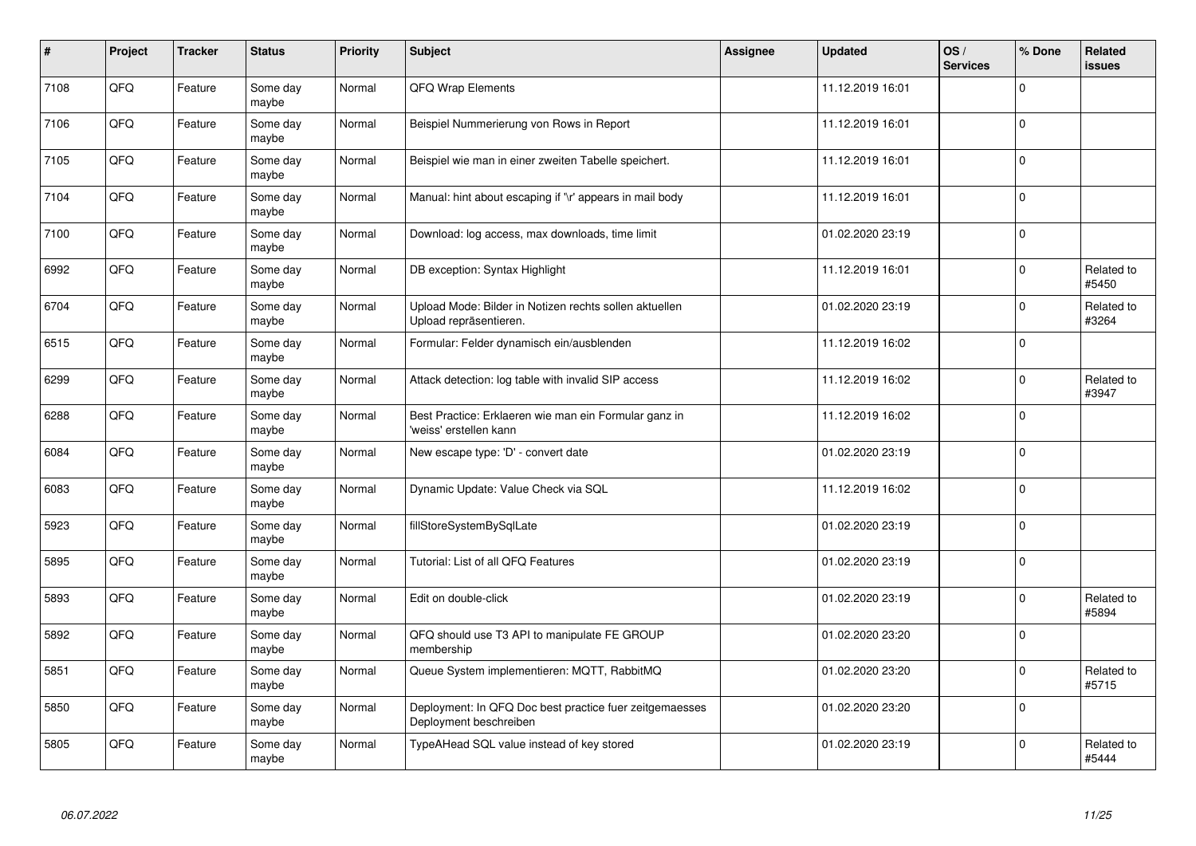| # | Project | Tracker | Status | Priority | Subject | Assignee | Updated | OS / Services | % Done | Related issues |
|---|---|---|---|---|---|---|---|---|---|---|
| 7108 | QFQ | Feature | Some day maybe | Normal | QFQ Wrap Elements | | 11.12.2019 16:01 | | 0 | |
| 7106 | QFQ | Feature | Some day maybe | Normal | Beispiel Nummerierung von Rows in Report | | 11.12.2019 16:01 | | 0 | |
| 7105 | QFQ | Feature | Some day maybe | Normal | Beispiel wie man in einer zweiten Tabelle speichert. | | 11.12.2019 16:01 | | 0 | |
| 7104 | QFQ | Feature | Some day maybe | Normal | Manual: hint about escaping if '\r' appears in mail body | | 11.12.2019 16:01 | | 0 | |
| 7100 | QFQ | Feature | Some day maybe | Normal | Download: log access, max downloads, time limit | | 01.02.2020 23:19 | | 0 | |
| 6992 | QFQ | Feature | Some day maybe | Normal | DB exception: Syntax Highlight | | 11.12.2019 16:01 | | 0 | Related to #5450 |
| 6704 | QFQ | Feature | Some day maybe | Normal | Upload Mode: Bilder in Notizen rechts sollen aktuellen Upload repräsentieren. | | 01.02.2020 23:19 | | 0 | Related to #3264 |
| 6515 | QFQ | Feature | Some day maybe | Normal | Formular: Felder dynamisch ein/ausblenden | | 11.12.2019 16:02 | | 0 | |
| 6299 | QFQ | Feature | Some day maybe | Normal | Attack detection: log table with invalid SIP access | | 11.12.2019 16:02 | | 0 | Related to #3947 |
| 6288 | QFQ | Feature | Some day maybe | Normal | Best Practice: Erklaeren wie man ein Formular ganz in 'weiss' erstellen kann | | 11.12.2019 16:02 | | 0 | |
| 6084 | QFQ | Feature | Some day maybe | Normal | New escape type: 'D' - convert date | | 01.02.2020 23:19 | | 0 | |
| 6083 | QFQ | Feature | Some day maybe | Normal | Dynamic Update: Value Check via SQL | | 11.12.2019 16:02 | | 0 | |
| 5923 | QFQ | Feature | Some day maybe | Normal | fillStoreSystemBySqlLate | | 01.02.2020 23:19 | | 0 | |
| 5895 | QFQ | Feature | Some day maybe | Normal | Tutorial: List of all QFQ Features | | 01.02.2020 23:19 | | 0 | |
| 5893 | QFQ | Feature | Some day maybe | Normal | Edit on double-click | | 01.02.2020 23:19 | | 0 | Related to #5894 |
| 5892 | QFQ | Feature | Some day maybe | Normal | QFQ should use T3 API to manipulate FE GROUP membership | | 01.02.2020 23:20 | | 0 | |
| 5851 | QFQ | Feature | Some day maybe | Normal | Queue System implementieren: MQTT, RabbitMQ | | 01.02.2020 23:20 | | 0 | Related to #5715 |
| 5850 | QFQ | Feature | Some day maybe | Normal | Deployment: In QFQ Doc best practice fuer zeitgemaesses Deployment beschreiben | | 01.02.2020 23:20 | | 0 | |
| 5805 | QFQ | Feature | Some day maybe | Normal | TypeAHead SQL value instead of key stored | | 01.02.2020 23:19 | | 0 | Related to #5444 |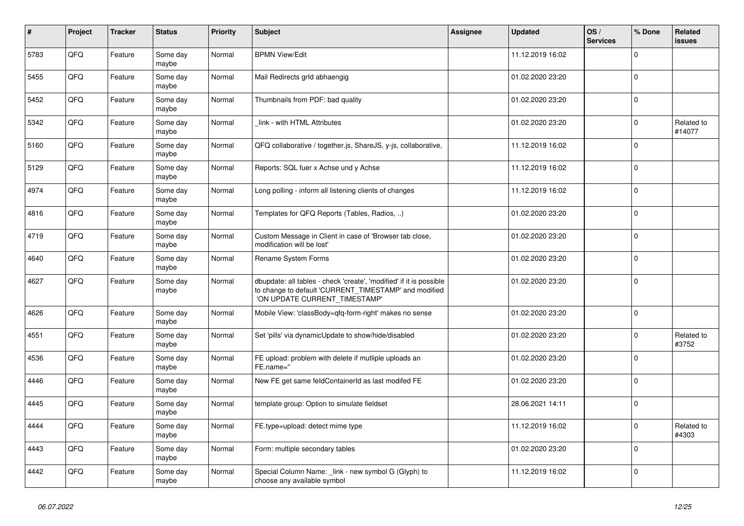| # | Project | Tracker | Status | Priority | Subject | Assignee | Updated | OS / Services | % Done | Related issues |
|---|---|---|---|---|---|---|---|---|---|---|
| 5783 | QFQ | Feature | Some day maybe | Normal | BPMN View/Edit | | 11.12.2019 16:02 | | 0 | |
| 5455 | QFQ | Feature | Some day maybe | Normal | Mail Redirects grId abhaengig | | 01.02.2020 23:20 | | 0 | |
| 5452 | QFQ | Feature | Some day maybe | Normal | Thumbnails from PDF: bad quality | | 01.02.2020 23:20 | | 0 | |
| 5342 | QFQ | Feature | Some day maybe | Normal | _link - with HTML Attributes | | 01.02.2020 23:20 | | 0 | Related to #14077 |
| 5160 | QFQ | Feature | Some day maybe | Normal | QFQ collaborative / together.js, ShareJS, y-js, collaborative, | | 11.12.2019 16:02 | | 0 | |
| 5129 | QFQ | Feature | Some day maybe | Normal | Reports: SQL fuer x Achse und y Achse | | 11.12.2019 16:02 | | 0 | |
| 4974 | QFQ | Feature | Some day maybe | Normal | Long polling - inform all listening clients of changes | | 11.12.2019 16:02 | | 0 | |
| 4816 | QFQ | Feature | Some day maybe | Normal | Templates for QFQ Reports (Tables, Radios, ..) | | 01.02.2020 23:20 | | 0 | |
| 4719 | QFQ | Feature | Some day maybe | Normal | Custom Message in Client in case of 'Browser tab close, modification will be lost' | | 01.02.2020 23:20 | | 0 | |
| 4640 | QFQ | Feature | Some day maybe | Normal | Rename System Forms | | 01.02.2020 23:20 | | 0 | |
| 4627 | QFQ | Feature | Some day maybe | Normal | dbupdate: all tables - check 'create', 'modified' if it is possible to change to default 'CURRENT_TIMESTAMP' and modified 'ON UPDATE CURRENT_TIMESTAMP' | | 01.02.2020 23:20 | | 0 | |
| 4626 | QFQ | Feature | Some day maybe | Normal | Mobile View: 'classBody=qfq-form-right' makes no sense | | 01.02.2020 23:20 | | 0 | |
| 4551 | QFQ | Feature | Some day maybe | Normal | Set 'pills' via dynamicUpdate to show/hide/disabled | | 01.02.2020 23:20 | | 0 | Related to #3752 |
| 4536 | QFQ | Feature | Some day maybe | Normal | FE upload: problem with delete if mutliple uploads an FE.name='' | | 01.02.2020 23:20 | | 0 | |
| 4446 | QFQ | Feature | Some day maybe | Normal | New FE get same feldContainerId as last modifed FE | | 01.02.2020 23:20 | | 0 | |
| 4445 | QFQ | Feature | Some day maybe | Normal | template group: Option to simulate fieldset | | 28.06.2021 14:11 | | 0 | |
| 4444 | QFQ | Feature | Some day maybe | Normal | FE.type=upload: detect mime type | | 11.12.2019 16:02 | | 0 | Related to #4303 |
| 4443 | QFQ | Feature | Some day maybe | Normal | Form: multiple secondary tables | | 01.02.2020 23:20 | | 0 | |
| 4442 | QFQ | Feature | Some day maybe | Normal | Special Column Name: _link - new symbol G (Glyph) to choose any available symbol | | 11.12.2019 16:02 | | 0 | |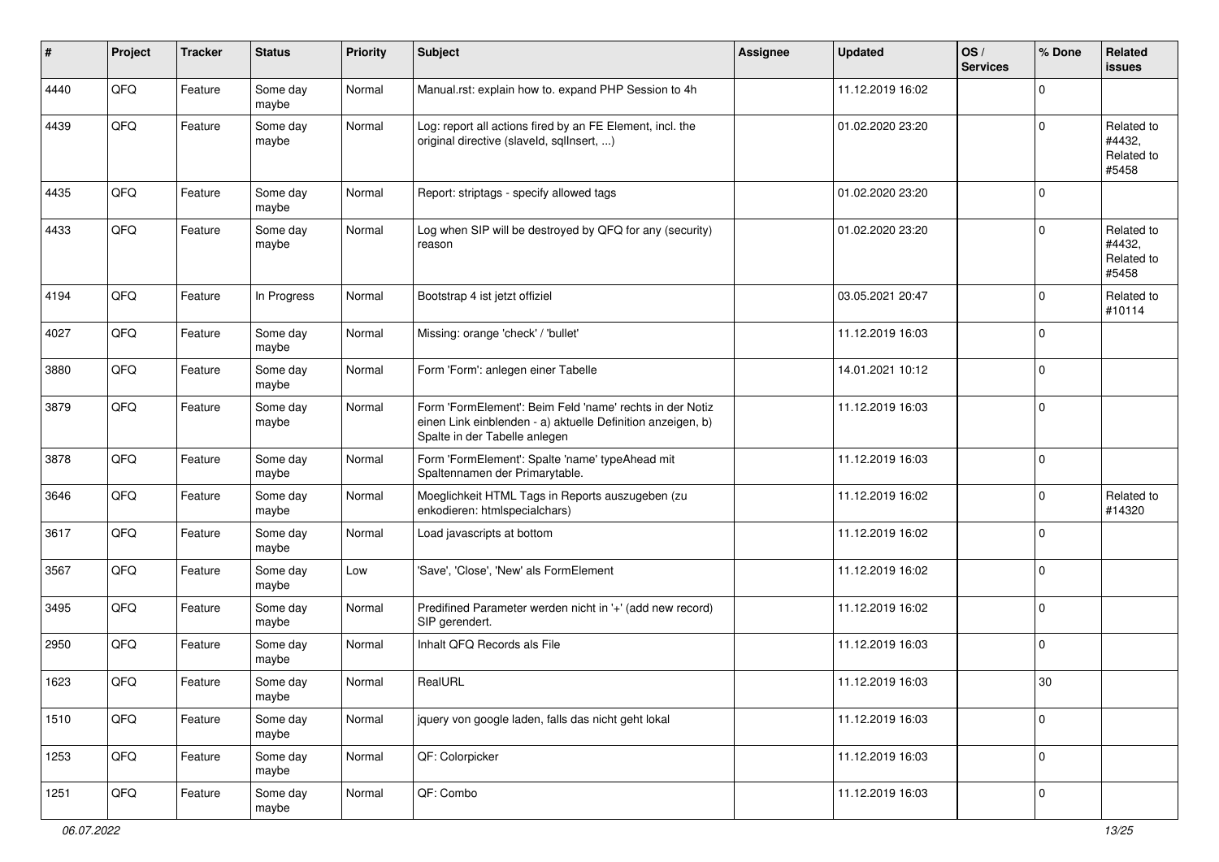| # | Project | Tracker | Status | Priority | Subject | Assignee | Updated | OS / Services | % Done | Related issues |
|---|---|---|---|---|---|---|---|---|---|---|
| 4440 | QFQ | Feature | Some day maybe | Normal | Manual.rst: explain how to. expand PHP Session to 4h | | 11.12.2019 16:02 | | 0 | |
| 4439 | QFQ | Feature | Some day maybe | Normal | Log: report all actions fired by an FE Element, incl. the original directive (slaveId, sqlInsert, ...) | | 01.02.2020 23:20 | | 0 | Related to #4432, Related to #5458 |
| 4435 | QFQ | Feature | Some day maybe | Normal | Report: striptags - specify allowed tags | | 01.02.2020 23:20 | | 0 | |
| 4433 | QFQ | Feature | Some day maybe | Normal | Log when SIP will be destroyed by QFQ for any (security) reason | | 01.02.2020 23:20 | | 0 | Related to #4432, Related to #5458 |
| 4194 | QFQ | Feature | In Progress | Normal | Bootstrap 4 ist jetzt offiziel | | 03.05.2021 20:47 | | 0 | Related to #10114 |
| 4027 | QFQ | Feature | Some day maybe | Normal | Missing: orange 'check' / 'bullet' | | 11.12.2019 16:03 | | 0 | |
| 3880 | QFQ | Feature | Some day maybe | Normal | Form 'Form': anlegen einer Tabelle | | 14.01.2021 10:12 | | 0 | |
| 3879 | QFQ | Feature | Some day maybe | Normal | Form 'FormElement': Beim Feld 'name' rechts in der Notiz einen Link einblenden - a) aktuelle Definition anzeigen, b) Spalte in der Tabelle anlegen | | 11.12.2019 16:03 | | 0 | |
| 3878 | QFQ | Feature | Some day maybe | Normal | Form 'FormElement': Spalte 'name' typeAhead mit Spaltennamen der Primarytable. | | 11.12.2019 16:03 | | 0 | |
| 3646 | QFQ | Feature | Some day maybe | Normal | Moeglichkeit HTML Tags in Reports auszugeben (zu enkodieren: htmlspecialchars) | | 11.12.2019 16:02 | | 0 | Related to #14320 |
| 3617 | QFQ | Feature | Some day maybe | Normal | Load javascripts at bottom | | 11.12.2019 16:02 | | 0 | |
| 3567 | QFQ | Feature | Some day maybe | Low | 'Save', 'Close', 'New' als FormElement | | 11.12.2019 16:02 | | 0 | |
| 3495 | QFQ | Feature | Some day maybe | Normal | Predifined Parameter werden nicht in '+' (add new record) SIP gerendert. | | 11.12.2019 16:02 | | 0 | |
| 2950 | QFQ | Feature | Some day maybe | Normal | Inhalt QFQ Records als File | | 11.12.2019 16:03 | | 0 | |
| 1623 | QFQ | Feature | Some day maybe | Normal | RealURL | | 11.12.2019 16:03 | | 30 | |
| 1510 | QFQ | Feature | Some day maybe | Normal | jquery von google laden, falls das nicht geht lokal | | 11.12.2019 16:03 | | 0 | |
| 1253 | QFQ | Feature | Some day maybe | Normal | QF: Colorpicker | | 11.12.2019 16:03 | | 0 | |
| 1251 | QFQ | Feature | Some day maybe | Normal | QF: Combo | | 11.12.2019 16:03 | | 0 | |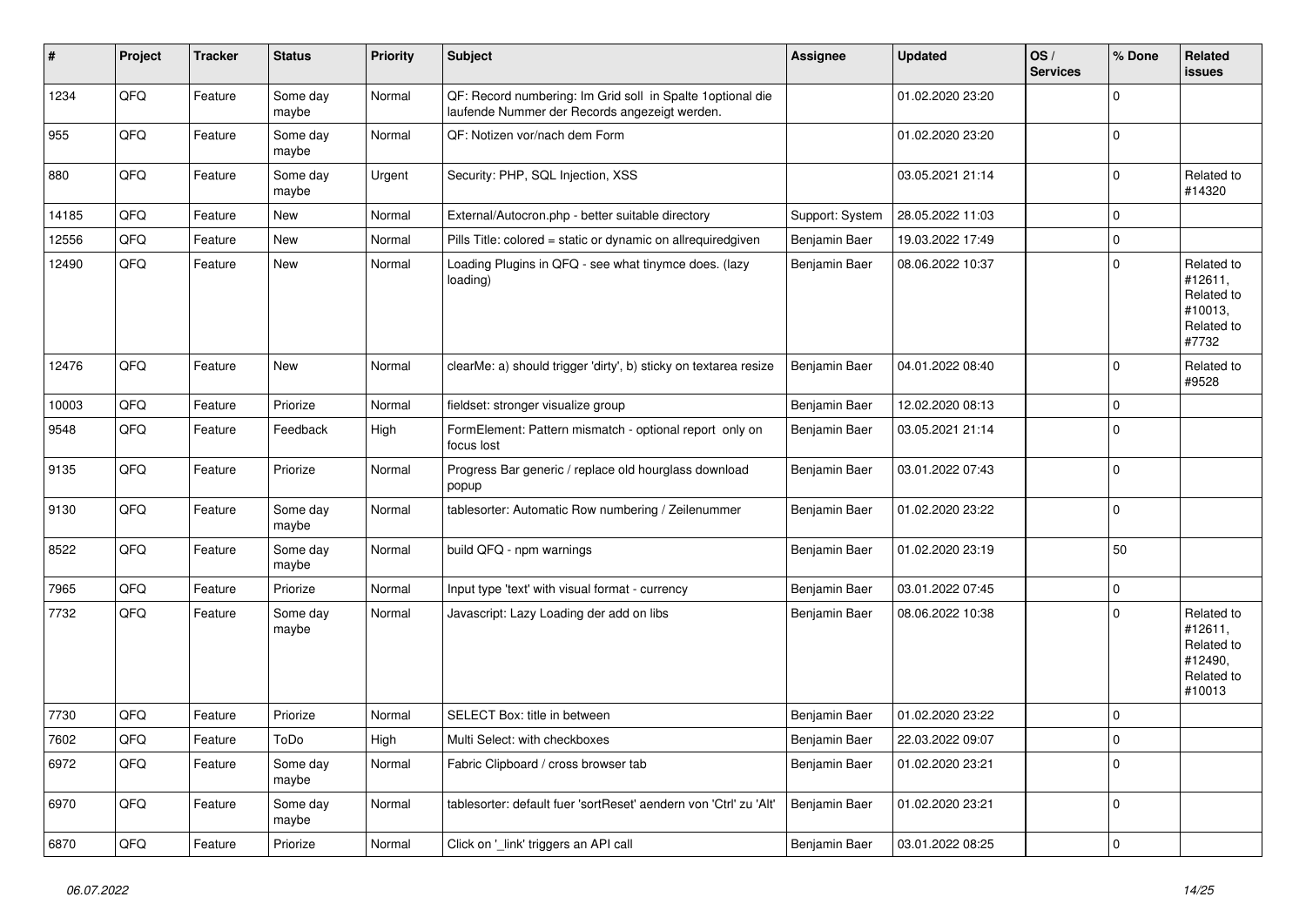| # | Project | Tracker | Status | Priority | Subject | Assignee | Updated | OS / Services | % Done | Related issues |
|---|---|---|---|---|---|---|---|---|---|---|
| 1234 | QFQ | Feature | Some day maybe | Normal | QF: Record numbering: Im Grid soll in Spalte 1optional die laufende Nummer der Records angezeigt werden. | | 01.02.2020 23:20 | | 0 | |
| 955 | QFQ | Feature | Some day maybe | Normal | QF: Notizen vor/nach dem Form | | 01.02.2020 23:20 | | 0 | |
| 880 | QFQ | Feature | Some day maybe | Urgent | Security: PHP, SQL Injection, XSS | | 03.05.2021 21:14 | | 0 | Related to #14320 |
| 14185 | QFQ | Feature | New | Normal | External/Autocron.php - better suitable directory | Support: System | 28.05.2022 11:03 | | 0 | |
| 12556 | QFQ | Feature | New | Normal | Pills Title: colored = static or dynamic on allrequiredgiven | Benjamin Baer | 19.03.2022 17:49 | | 0 | |
| 12490 | QFQ | Feature | New | Normal | Loading Plugins in QFQ - see what tinymce does. (lazy loading) | Benjamin Baer | 08.06.2022 10:37 | | 0 | Related to #12611, Related to #10013, Related to #7732 |
| 12476 | QFQ | Feature | New | Normal | clearMe: a) should trigger 'dirty', b) sticky on textarea resize | Benjamin Baer | 04.01.2022 08:40 | | 0 | Related to #9528 |
| 10003 | QFQ | Feature | Priorize | Normal | fieldset: stronger visualize group | Benjamin Baer | 12.02.2020 08:13 | | 0 | |
| 9548 | QFQ | Feature | Feedback | High | FormElement: Pattern mismatch - optional report only on focus lost | Benjamin Baer | 03.05.2021 21:14 | | 0 | |
| 9135 | QFQ | Feature | Priorize | Normal | Progress Bar generic / replace old hourglass download popup | Benjamin Baer | 03.01.2022 07:43 | | 0 | |
| 9130 | QFQ | Feature | Some day maybe | Normal | tablesorter: Automatic Row numbering / Zeilenummer | Benjamin Baer | 01.02.2020 23:22 | | 0 | |
| 8522 | QFQ | Feature | Some day maybe | Normal | build QFQ - npm warnings | Benjamin Baer | 01.02.2020 23:19 | | 50 | |
| 7965 | QFQ | Feature | Priorize | Normal | Input type 'text' with visual format - currency | Benjamin Baer | 03.01.2022 07:45 | | 0 | |
| 7732 | QFQ | Feature | Some day maybe | Normal | Javascript: Lazy Loading der add on libs | Benjamin Baer | 08.06.2022 10:38 | | 0 | Related to #12611, Related to #12490, Related to #10013 |
| 7730 | QFQ | Feature | Priorize | Normal | SELECT Box: title in between | Benjamin Baer | 01.02.2020 23:22 | | 0 | |
| 7602 | QFQ | Feature | ToDo | High | Multi Select: with checkboxes | Benjamin Baer | 22.03.2022 09:07 | | 0 | |
| 6972 | QFQ | Feature | Some day maybe | Normal | Fabric Clipboard / cross browser tab | Benjamin Baer | 01.02.2020 23:21 | | 0 | |
| 6970 | QFQ | Feature | Some day maybe | Normal | tablesorter: default fuer 'sortReset' aendern von 'Ctrl' zu 'Alt' | Benjamin Baer | 01.02.2020 23:21 | | 0 | |
| 6870 | QFQ | Feature | Priorize | Normal | Click on '_link' triggers an API call | Benjamin Baer | 03.01.2022 08:25 | | 0 | |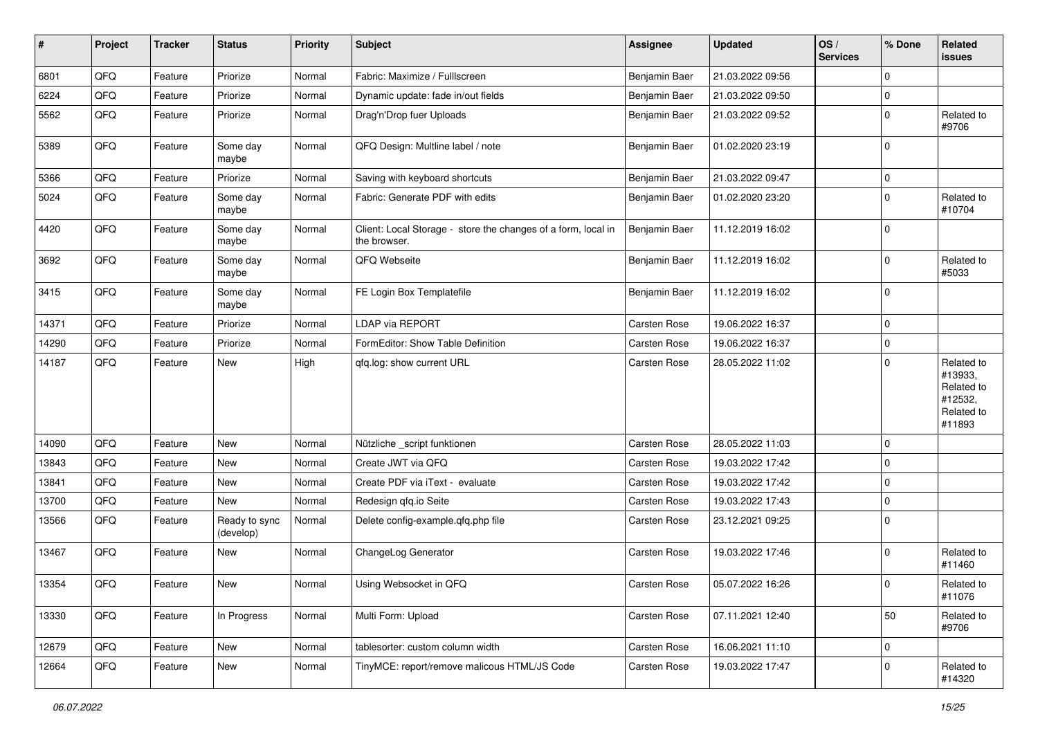| # | Project | Tracker | Status | Priority | Subject | Assignee | Updated | OS / Services | % Done | Related issues |
|---|---|---|---|---|---|---|---|---|---|---|
| 6801 | QFQ | Feature | Priorize | Normal | Fabric: Maximize / Fulllscreen | Benjamin Baer | 21.03.2022 09:56 | | 0 | |
| 6224 | QFQ | Feature | Priorize | Normal | Dynamic update: fade in/out fields | Benjamin Baer | 21.03.2022 09:50 | | 0 | |
| 5562 | QFQ | Feature | Priorize | Normal | Drag'n'Drop fuer Uploads | Benjamin Baer | 21.03.2022 09:52 | | 0 | Related to #9706 |
| 5389 | QFQ | Feature | Some day maybe | Normal | QFQ Design: Multline label / note | Benjamin Baer | 01.02.2020 23:19 | | 0 | |
| 5366 | QFQ | Feature | Priorize | Normal | Saving with keyboard shortcuts | Benjamin Baer | 21.03.2022 09:47 | | 0 | |
| 5024 | QFQ | Feature | Some day maybe | Normal | Fabric: Generate PDF with edits | Benjamin Baer | 01.02.2020 23:20 | | 0 | Related to #10704 |
| 4420 | QFQ | Feature | Some day maybe | Normal | Client: Local Storage - store the changes of a form, local in the browser. | Benjamin Baer | 11.12.2019 16:02 | | 0 | |
| 3692 | QFQ | Feature | Some day maybe | Normal | QFQ Webseite | Benjamin Baer | 11.12.2019 16:02 | | 0 | Related to #5033 |
| 3415 | QFQ | Feature | Some day maybe | Normal | FE Login Box Templatefile | Benjamin Baer | 11.12.2019 16:02 | | 0 | |
| 14371 | QFQ | Feature | Priorize | Normal | LDAP via REPORT | Carsten Rose | 19.06.2022 16:37 | | 0 | |
| 14290 | QFQ | Feature | Priorize | Normal | FormEditor: Show Table Definition | Carsten Rose | 19.06.2022 16:37 | | 0 | |
| 14187 | QFQ | Feature | New | High | qfq.log: show current URL | Carsten Rose | 28.05.2022 11:02 | | 0 | Related to #13933, Related to #12532, Related to #11893 |
| 14090 | QFQ | Feature | New | Normal | Nützliche _script funktionen | Carsten Rose | 28.05.2022 11:03 | | 0 | |
| 13843 | QFQ | Feature | New | Normal | Create JWT via QFQ | Carsten Rose | 19.03.2022 17:42 | | 0 | |
| 13841 | QFQ | Feature | New | Normal | Create PDF via iText - evaluate | Carsten Rose | 19.03.2022 17:42 | | 0 | |
| 13700 | QFQ | Feature | New | Normal | Redesign qfq.io Seite | Carsten Rose | 19.03.2022 17:43 | | 0 | |
| 13566 | QFQ | Feature | Ready to sync (develop) | Normal | Delete config-example.qfq.php file | Carsten Rose | 23.12.2021 09:25 | | 0 | |
| 13467 | QFQ | Feature | New | Normal | ChangeLog Generator | Carsten Rose | 19.03.2022 17:46 | | 0 | Related to #11460 |
| 13354 | QFQ | Feature | New | Normal | Using Websocket in QFQ | Carsten Rose | 05.07.2022 16:26 | | 0 | Related to #11076 |
| 13330 | QFQ | Feature | In Progress | Normal | Multi Form: Upload | Carsten Rose | 07.11.2021 12:40 | | 50 | Related to #9706 |
| 12679 | QFQ | Feature | New | Normal | tablesorter: custom column width | Carsten Rose | 16.06.2021 11:10 | | 0 | |
| 12664 | QFQ | Feature | New | Normal | TinyMCE: report/remove malicous HTML/JS Code | Carsten Rose | 19.03.2022 17:47 | | 0 | Related to #14320 |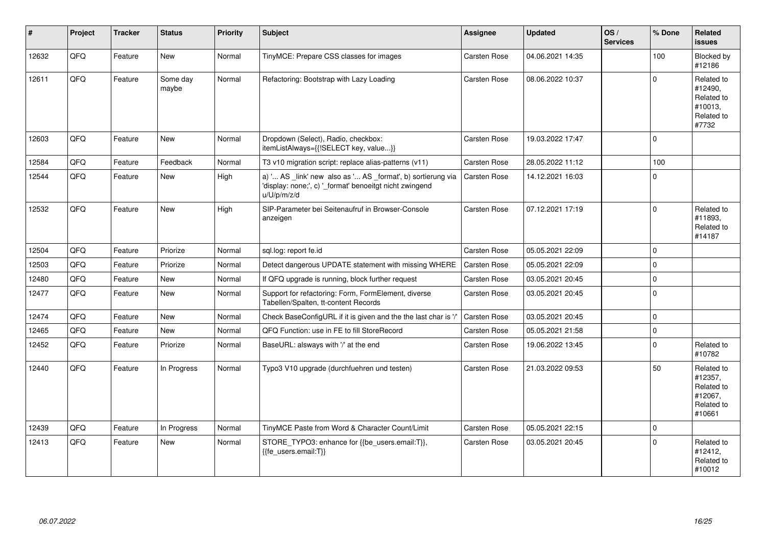| # | Project | Tracker | Status | Priority | Subject | Assignee | Updated | OS / Services | % Done | Related issues |
|---|---|---|---|---|---|---|---|---|---|---|
| 12632 | QFQ | Feature | New | Normal | TinyMCE: Prepare CSS classes for images | Carsten Rose | 04.06.2021 14:35 | | 100 | Blocked by #12186 |
| 12611 | QFQ | Feature | Some day maybe | Normal | Refactoring: Bootstrap with Lazy Loading | Carsten Rose | 08.06.2022 10:37 | | 0 | Related to #12490, Related to #10013, Related to #7732 |
| 12603 | QFQ | Feature | New | Normal | Dropdown (Select), Radio, checkbox: itemListAlways={{!SELECT key, value...}} | Carsten Rose | 19.03.2022 17:47 | | 0 | |
| 12584 | QFQ | Feature | Feedback | Normal | T3 v10 migration script: replace alias-patterns (v11) | Carsten Rose | 28.05.2022 11:12 | | 100 | |
| 12544 | QFQ | Feature | New | High | a) '... AS _link' new also as '... AS _format', b) sortierung via 'display: none;', c) '_format' benoeitgt nicht zwingend u/U/p/m/z/d | Carsten Rose | 14.12.2021 16:03 | | 0 | |
| 12532 | QFQ | Feature | New | High | SIP-Parameter bei Seitenaufruf in Browser-Console anzeigen | Carsten Rose | 07.12.2021 17:19 | | 0 | Related to #11893, Related to #14187 |
| 12504 | QFQ | Feature | Priorize | Normal | sql.log: report fe.id | Carsten Rose | 05.05.2021 22:09 | | 0 | |
| 12503 | QFQ | Feature | Priorize | Normal | Detect dangerous UPDATE statement with missing WHERE | Carsten Rose | 05.05.2021 22:09 | | 0 | |
| 12480 | QFQ | Feature | New | Normal | If QFQ upgrade is running, block further request | Carsten Rose | 03.05.2021 20:45 | | 0 | |
| 12477 | QFQ | Feature | New | Normal | Support for refactoring: Form, FormElement, diverse Tabellen/Spalten, tt-content Records | Carsten Rose | 03.05.2021 20:45 | | 0 | |
| 12474 | QFQ | Feature | New | Normal | Check BaseConfigURL if it is given and the the last char is '/' | Carsten Rose | 03.05.2021 20:45 | | 0 | |
| 12465 | QFQ | Feature | New | Normal | QFQ Function: use in FE to fill StoreRecord | Carsten Rose | 05.05.2021 21:58 | | 0 | |
| 12452 | QFQ | Feature | Priorize | Normal | BaseURL: alsways with '/' at the end | Carsten Rose | 19.06.2022 13:45 | | 0 | Related to #10782 |
| 12440 | QFQ | Feature | In Progress | Normal | Typo3 V10 upgrade (durchfuehren und testen) | Carsten Rose | 21.03.2022 09:53 | | 50 | Related to #12357, Related to #12067, Related to #10661 |
| 12439 | QFQ | Feature | In Progress | Normal | TinyMCE Paste from Word & Character Count/Limit | Carsten Rose | 05.05.2021 22:15 | | 0 | |
| 12413 | QFQ | Feature | New | Normal | STORE_TYPO3: enhance for {{be_users.email:T}}, {{fe_users.email:T}} | Carsten Rose | 03.05.2021 20:45 | | 0 | Related to #12412, Related to #10012 |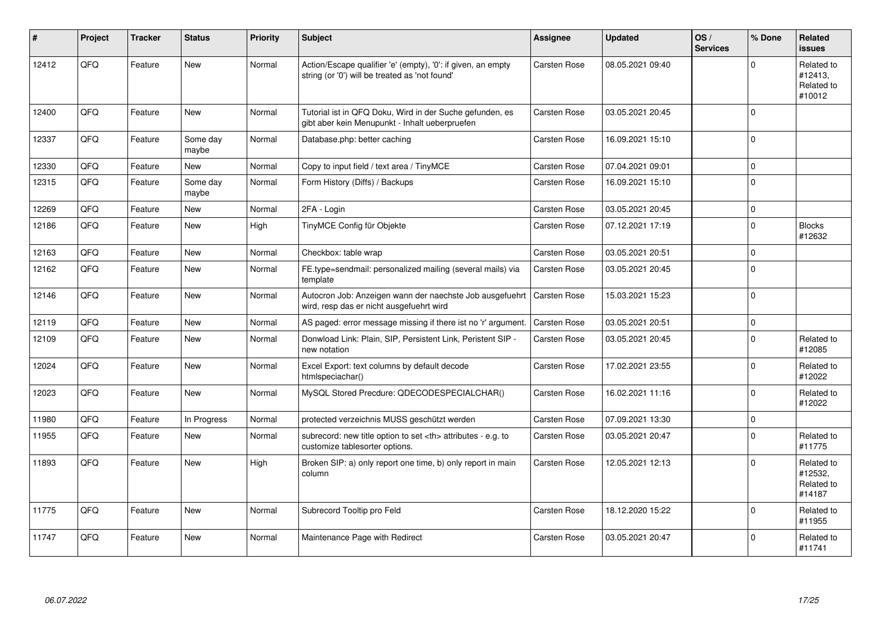| # | Project | Tracker | Status | Priority | Subject | Assignee | Updated | OS / Services | % Done | Related issues |
|---|---|---|---|---|---|---|---|---|---|---|
| 12412 | QFQ | Feature | New | Normal | Action/Escape qualifier 'e' (empty), '0': if given, an empty string (or '0') will be treated as 'not found' | Carsten Rose | 08.05.2021 09:40 | | 0 | Related to #12413, Related to #10012 |
| 12400 | QFQ | Feature | New | Normal | Tutorial ist in QFQ Doku, Wird in der Suche gefunden, es gibt aber kein Menupunkt - Inhalt ueberpruefen | Carsten Rose | 03.05.2021 20:45 | | 0 | |
| 12337 | QFQ | Feature | Some day maybe | Normal | Database.php: better caching | Carsten Rose | 16.09.2021 15:10 | | 0 | |
| 12330 | QFQ | Feature | New | Normal | Copy to input field / text area / TinyMCE | Carsten Rose | 07.04.2021 09:01 | | 0 | |
| 12315 | QFQ | Feature | Some day maybe | Normal | Form History (Diffs) / Backups | Carsten Rose | 16.09.2021 15:10 | | 0 | |
| 12269 | QFQ | Feature | New | Normal | 2FA - Login | Carsten Rose | 03.05.2021 20:45 | | 0 | |
| 12186 | QFQ | Feature | New | High | TinyMCE Config für Objekte | Carsten Rose | 07.12.2021 17:19 | | 0 | Blocks #12632 |
| 12163 | QFQ | Feature | New | Normal | Checkbox: table wrap | Carsten Rose | 03.05.2021 20:51 | | 0 | |
| 12162 | QFQ | Feature | New | Normal | FE.type=sendmail: personalized mailing (several mails) via template | Carsten Rose | 03.05.2021 20:45 | | 0 | |
| 12146 | QFQ | Feature | New | Normal | Autocron Job: Anzeigen wann der naechste Job ausgefuehrt wird, resp das er nicht ausgefuehrt wird | Carsten Rose | 15.03.2021 15:23 | | 0 | |
| 12119 | QFQ | Feature | New | Normal | AS paged: error message missing if there ist no 'r' argument. | Carsten Rose | 03.05.2021 20:51 | | 0 | |
| 12109 | QFQ | Feature | New | Normal | Donwload Link: Plain, SIP, Persistent Link, Peristent SIP - new notation | Carsten Rose | 03.05.2021 20:45 | | 0 | Related to #12085 |
| 12024 | QFQ | Feature | New | Normal | Excel Export: text columns by default decode htmlspeciachar() | Carsten Rose | 17.02.2021 23:55 | | 0 | Related to #12022 |
| 12023 | QFQ | Feature | New | Normal | MySQL Stored Precdure: QDECODESPECIALCHAR() | Carsten Rose | 16.02.2021 11:16 | | 0 | Related to #12022 |
| 11980 | QFQ | Feature | In Progress | Normal | protected verzeichnis MUSS geschützt werden | Carsten Rose | 07.09.2021 13:30 | | 0 | |
| 11955 | QFQ | Feature | New | Normal | subrecord: new title option to set <th> attributes - e.g. to customize tablesorter options. | Carsten Rose | 03.05.2021 20:47 | | 0 | Related to #11775 |
| 11893 | QFQ | Feature | New | High | Broken SIP: a) only report one time, b) only report in main column | Carsten Rose | 12.05.2021 12:13 | | 0 | Related to #12532, Related to #14187 |
| 11775 | QFQ | Feature | New | Normal | Subrecord Tooltip pro Feld | Carsten Rose | 18.12.2020 15:22 | | 0 | Related to #11955 |
| 11747 | QFQ | Feature | New | Normal | Maintenance Page with Redirect | Carsten Rose | 03.05.2021 20:47 | | 0 | Related to #11741 |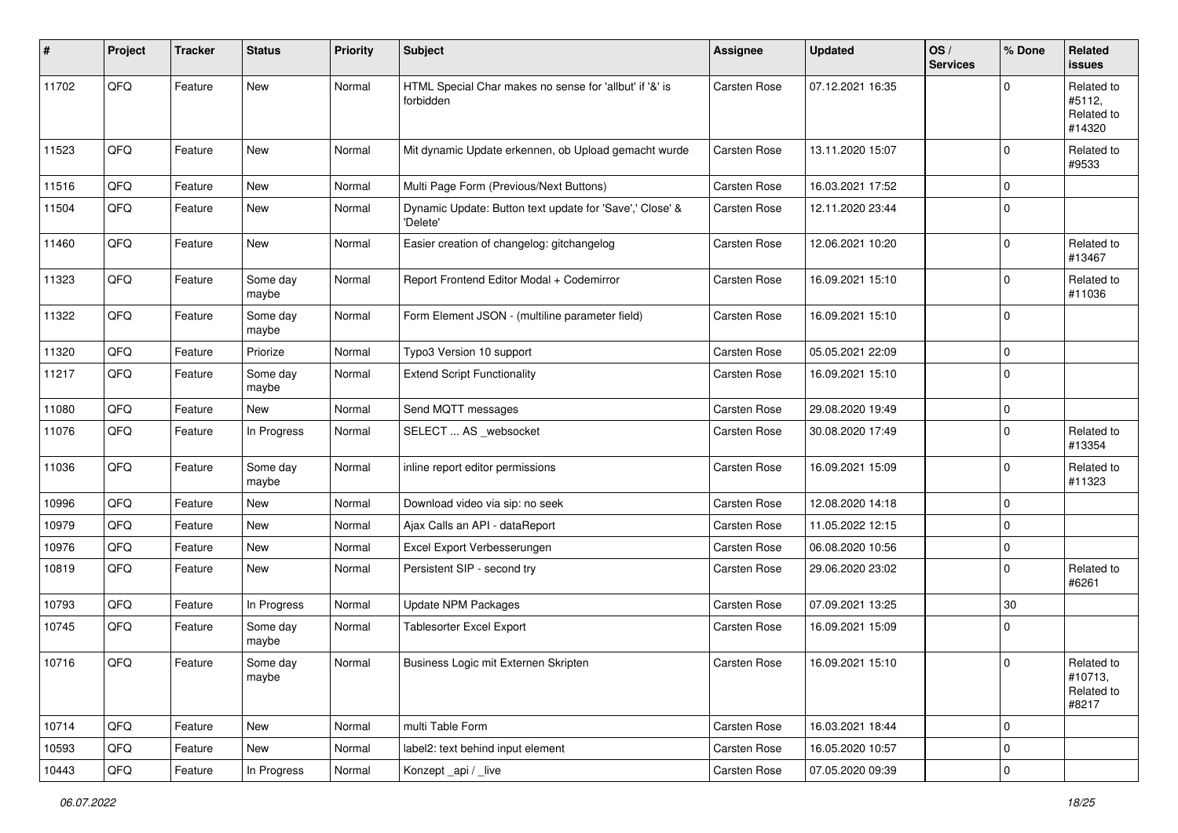| # | Project | Tracker | Status | Priority | Subject | Assignee | Updated | OS / Services | % Done | Related issues |
|---|---|---|---|---|---|---|---|---|---|---|
| 11702 | QFQ | Feature | New | Normal | HTML Special Char makes no sense for 'allbut' if '&' is forbidden | Carsten Rose | 07.12.2021 16:35 | | 0 | Related to #5112, Related to #14320 |
| 11523 | QFQ | Feature | New | Normal | Mit dynamic Update erkennen, ob Upload gemacht wurde | Carsten Rose | 13.11.2020 15:07 | | 0 | Related to #9533 |
| 11516 | QFQ | Feature | New | Normal | Multi Page Form (Previous/Next Buttons) | Carsten Rose | 16.03.2021 17:52 | | 0 | |
| 11504 | QFQ | Feature | New | Normal | Dynamic Update: Button text update for 'Save',' Close' & 'Delete' | Carsten Rose | 12.11.2020 23:44 | | 0 | |
| 11460 | QFQ | Feature | New | Normal | Easier creation of changelog: gitchangelog | Carsten Rose | 12.06.2021 10:20 | | 0 | Related to #13467 |
| 11323 | QFQ | Feature | Some day maybe | Normal | Report Frontend Editor Modal + Codemirror | Carsten Rose | 16.09.2021 15:10 | | 0 | Related to #11036 |
| 11322 | QFQ | Feature | Some day maybe | Normal | Form Element JSON - (multiline parameter field) | Carsten Rose | 16.09.2021 15:10 | | 0 | |
| 11320 | QFQ | Feature | Priorize | Normal | Typo3 Version 10 support | Carsten Rose | 05.05.2021 22:09 | | 0 | |
| 11217 | QFQ | Feature | Some day maybe | Normal | Extend Script Functionality | Carsten Rose | 16.09.2021 15:10 | | 0 | |
| 11080 | QFQ | Feature | New | Normal | Send MQTT messages | Carsten Rose | 29.08.2020 19:49 | | 0 | |
| 11076 | QFQ | Feature | In Progress | Normal | SELECT ... AS _websocket | Carsten Rose | 30.08.2020 17:49 | | 0 | Related to #13354 |
| 11036 | QFQ | Feature | Some day maybe | Normal | inline report editor permissions | Carsten Rose | 16.09.2021 15:09 | | 0 | Related to #11323 |
| 10996 | QFQ | Feature | New | Normal | Download video via sip: no seek | Carsten Rose | 12.08.2020 14:18 | | 0 | |
| 10979 | QFQ | Feature | New | Normal | Ajax Calls an API - dataReport | Carsten Rose | 11.05.2022 12:15 | | 0 | |
| 10976 | QFQ | Feature | New | Normal | Excel Export Verbesserungen | Carsten Rose | 06.08.2020 10:56 | | 0 | |
| 10819 | QFQ | Feature | New | Normal | Persistent SIP - second try | Carsten Rose | 29.06.2020 23:02 | | 0 | Related to #6261 |
| 10793 | QFQ | Feature | In Progress | Normal | Update NPM Packages | Carsten Rose | 07.09.2021 13:25 | | 30 | |
| 10745 | QFQ | Feature | Some day maybe | Normal | Tablesorter Excel Export | Carsten Rose | 16.09.2021 15:09 | | 0 | |
| 10716 | QFQ | Feature | Some day maybe | Normal | Business Logic mit Externen Skripten | Carsten Rose | 16.09.2021 15:10 | | 0 | Related to #10713, Related to #8217 |
| 10714 | QFQ | Feature | New | Normal | multi Table Form | Carsten Rose | 16.03.2021 18:44 | | 0 | |
| 10593 | QFQ | Feature | New | Normal | label2: text behind input element | Carsten Rose | 16.05.2020 10:57 | | 0 | |
| 10443 | QFQ | Feature | In Progress | Normal | Konzept _api / _live | Carsten Rose | 07.05.2020 09:39 | | 0 | |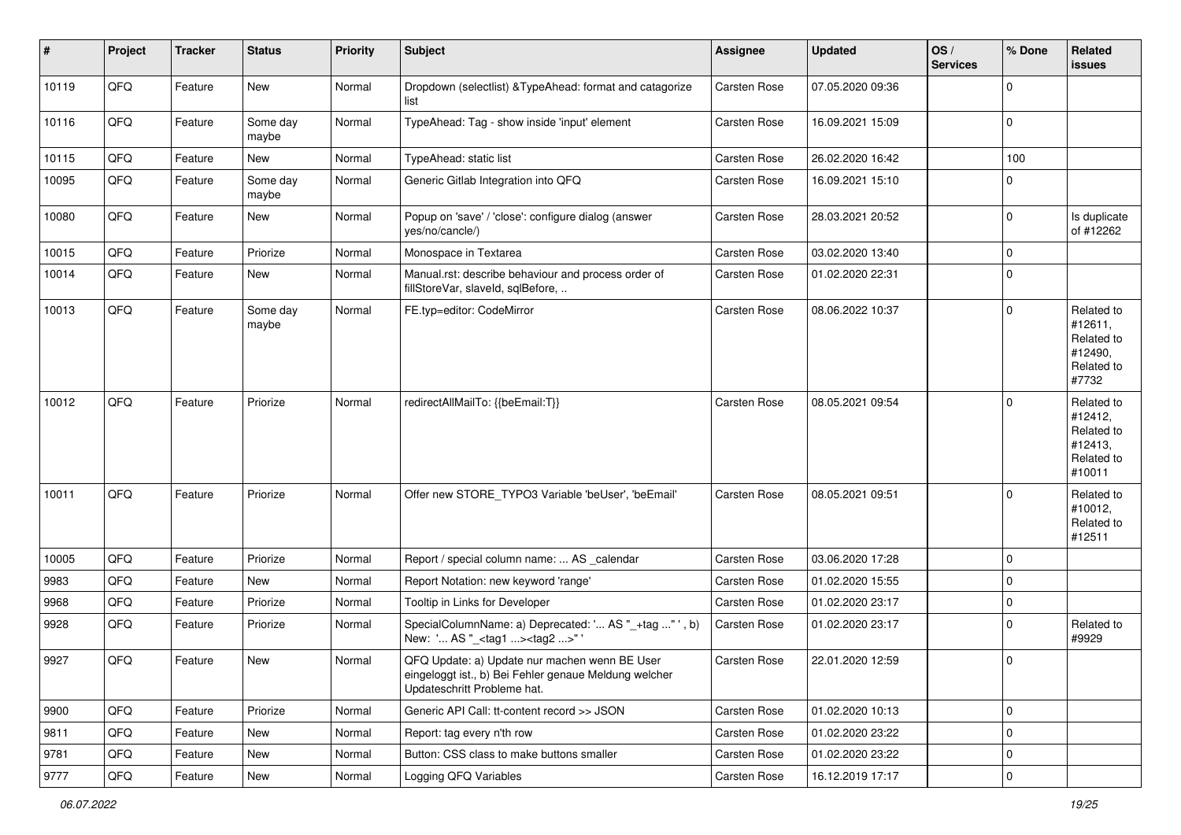| # | Project | Tracker | Status | Priority | Subject | Assignee | Updated | OS / Services | % Done | Related issues |
|---|---|---|---|---|---|---|---|---|---|---|
| 10119 | QFQ | Feature | New | Normal | Dropdown (selectlist) &TypeAhead: format and catagorize list | Carsten Rose | 07.05.2020 09:36 | | 0 | |
| 10116 | QFQ | Feature | Some day maybe | Normal | TypeAhead: Tag - show inside 'input' element | Carsten Rose | 16.09.2021 15:09 | | 0 | |
| 10115 | QFQ | Feature | New | Normal | TypeAhead: static list | Carsten Rose | 26.02.2020 16:42 | | 100 | |
| 10095 | QFQ | Feature | Some day maybe | Normal | Generic Gitlab Integration into QFQ | Carsten Rose | 16.09.2021 15:10 | | 0 | |
| 10080 | QFQ | Feature | New | Normal | Popup on 'save' / 'close': configure dialog (answer yes/no/cancle/) | Carsten Rose | 28.03.2021 20:52 | | 0 | Is duplicate of #12262 |
| 10015 | QFQ | Feature | Priorize | Normal | Monospace in Textarea | Carsten Rose | 03.02.2020 13:40 | | 0 | |
| 10014 | QFQ | Feature | New | Normal | Manual.rst: describe behaviour and process order of fillStoreVar, slaveId, sqlBefore, .. | Carsten Rose | 01.02.2020 22:31 | | 0 | |
| 10013 | QFQ | Feature | Some day maybe | Normal | FE.typ=editor: CodeMirror | Carsten Rose | 08.06.2022 10:37 | | 0 | Related to #12611, Related to #12490, Related to #7732 |
| 10012 | QFQ | Feature | Priorize | Normal | redirectAllMailTo: {{beEmail:T}} | Carsten Rose | 08.05.2021 09:54 | | 0 | Related to #12412, Related to #12413, Related to #10011 |
| 10011 | QFQ | Feature | Priorize | Normal | Offer new STORE_TYPO3 Variable 'beUser', 'beEmail' | Carsten Rose | 08.05.2021 09:51 | | 0 | Related to #10012, Related to #12511 |
| 10005 | QFQ | Feature | Priorize | Normal | Report / special column name: ... AS _calendar | Carsten Rose | 03.06.2020 17:28 | | 0 | |
| 9983 | QFQ | Feature | New | Normal | Report Notation: new keyword 'range' | Carsten Rose | 01.02.2020 15:55 | | 0 | |
| 9968 | QFQ | Feature | Priorize | Normal | Tooltip in Links for Developer | Carsten Rose | 01.02.2020 23:17 | | 0 | |
| 9928 | QFQ | Feature | Priorize | Normal | SpecialColumnName: a) Deprecated: '... AS "_+tag ..." ', b) New: '... AS "_<tag1 ...><tag2 ...>" ' | Carsten Rose | 01.02.2020 23:17 | | 0 | Related to #9929 |
| 9927 | QFQ | Feature | New | Normal | QFQ Update: a) Update nur machen wenn BE User eingeloggt ist., b) Bei Fehler genaue Meldung welcher Updateschritt Probleme hat. | Carsten Rose | 22.01.2020 12:59 | | 0 | |
| 9900 | QFQ | Feature | Priorize | Normal | Generic API Call: tt-content record >> JSON | Carsten Rose | 01.02.2020 10:13 | | 0 | |
| 9811 | QFQ | Feature | New | Normal | Report: tag every n'th row | Carsten Rose | 01.02.2020 23:22 | | 0 | |
| 9781 | QFQ | Feature | New | Normal | Button: CSS class to make buttons smaller | Carsten Rose | 01.02.2020 23:22 | | 0 | |
| 9777 | QFQ | Feature | New | Normal | Logging QFQ Variables | Carsten Rose | 16.12.2019 17:17 | | 0 | |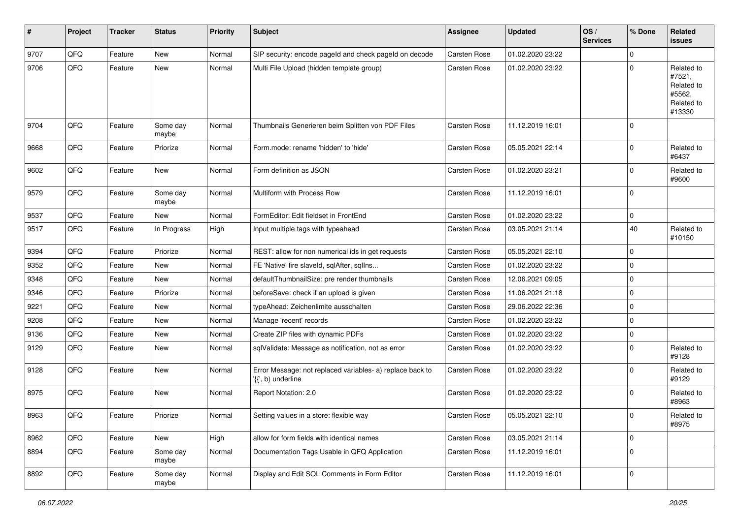| # | Project | Tracker | Status | Priority | Subject | Assignee | Updated | OS / Services | % Done | Related issues |
|---|---|---|---|---|---|---|---|---|---|---|
| 9707 | QFQ | Feature | New | Normal | SIP security: encode pageId and check pageId on decode | Carsten Rose | 01.02.2020 23:22 | | 0 | |
| 9706 | QFQ | Feature | New | Normal | Multi File Upload (hidden template group) | Carsten Rose | 01.02.2020 23:22 | | 0 | Related to #7521, Related to #5562, Related to #13330 |
| 9704 | QFQ | Feature | Some day maybe | Normal | Thumbnails Generieren beim Splitten von PDF Files | Carsten Rose | 11.12.2019 16:01 | | 0 | |
| 9668 | QFQ | Feature | Priorize | Normal | Form.mode: rename 'hidden' to 'hide' | Carsten Rose | 05.05.2021 22:14 | | 0 | Related to #6437 |
| 9602 | QFQ | Feature | New | Normal | Form definition as JSON | Carsten Rose | 01.02.2020 23:21 | | 0 | Related to #9600 |
| 9579 | QFQ | Feature | Some day maybe | Normal | Multiform with Process Row | Carsten Rose | 11.12.2019 16:01 | | 0 | |
| 9537 | QFQ | Feature | New | Normal | FormEditor: Edit fieldset in FrontEnd | Carsten Rose | 01.02.2020 23:22 | | 0 | |
| 9517 | QFQ | Feature | In Progress | High | Input multiple tags with typeahead | Carsten Rose | 03.05.2021 21:14 | | 40 | Related to #10150 |
| 9394 | QFQ | Feature | Priorize | Normal | REST: allow for non numerical ids in get requests | Carsten Rose | 05.05.2021 22:10 | | 0 | |
| 9352 | QFQ | Feature | New | Normal | FE 'Native' fire slaveId, sqlAfter, sqlIns... | Carsten Rose | 01.02.2020 23:22 | | 0 | |
| 9348 | QFQ | Feature | New | Normal | defaultThumbnailSize: pre render thumbnails | Carsten Rose | 12.06.2021 09:05 | | 0 | |
| 9346 | QFQ | Feature | Priorize | Normal | beforeSave: check if an upload is given | Carsten Rose | 11.06.2021 21:18 | | 0 | |
| 9221 | QFQ | Feature | New | Normal | typeAhead: Zeichenlimite ausschalten | Carsten Rose | 29.06.2022 22:36 | | 0 | |
| 9208 | QFQ | Feature | New | Normal | Manage 'recent' records | Carsten Rose | 01.02.2020 23:22 | | 0 | |
| 9136 | QFQ | Feature | New | Normal | Create ZIP files with dynamic PDFs | Carsten Rose | 01.02.2020 23:22 | | 0 | |
| 9129 | QFQ | Feature | New | Normal | sqlValidate: Message as notification, not as error | Carsten Rose | 01.02.2020 23:22 | | 0 | Related to #9128 |
| 9128 | QFQ | Feature | New | Normal | Error Message: not replaced variables- a) replace back to '{{', b) underline | Carsten Rose | 01.02.2020 23:22 | | 0 | Related to #9129 |
| 8975 | QFQ | Feature | New | Normal | Report Notation: 2.0 | Carsten Rose | 01.02.2020 23:22 | | 0 | Related to #8963 |
| 8963 | QFQ | Feature | Priorize | Normal | Setting values in a store: flexible way | Carsten Rose | 05.05.2021 22:10 | | 0 | Related to #8975 |
| 8962 | QFQ | Feature | New | High | allow for form fields with identical names | Carsten Rose | 03.05.2021 21:14 | | 0 | |
| 8894 | QFQ | Feature | Some day maybe | Normal | Documentation Tags Usable in QFQ Application | Carsten Rose | 11.12.2019 16:01 | | 0 | |
| 8892 | QFQ | Feature | Some day maybe | Normal | Display and Edit SQL Comments in Form Editor | Carsten Rose | 11.12.2019 16:01 | | 0 | |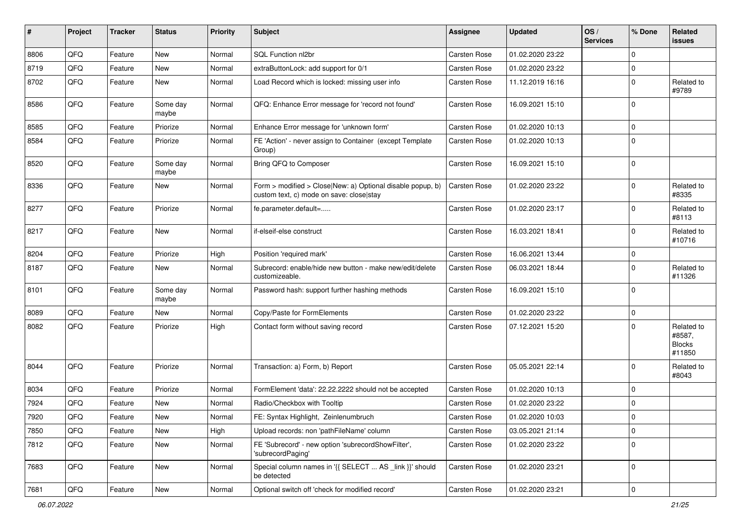| # | Project | Tracker | Status | Priority | Subject | Assignee | Updated | OS / Services | % Done | Related issues |
|---|---|---|---|---|---|---|---|---|---|---|
| 8806 | QFQ | Feature | New | Normal | SQL Function nl2br | Carsten Rose | 01.02.2020 23:22 | | 0 | |
| 8719 | QFQ | Feature | New | Normal | extraButtonLock: add support for 0/1 | Carsten Rose | 01.02.2020 23:22 | | 0 | |
| 8702 | QFQ | Feature | New | Normal | Load Record which is locked: missing user info | Carsten Rose | 11.12.2019 16:16 | | 0 | Related to #9789 |
| 8586 | QFQ | Feature | Some day maybe | Normal | QFQ: Enhance Error message for 'record not found' | Carsten Rose | 16.09.2021 15:10 | | 0 | |
| 8585 | QFQ | Feature | Priorize | Normal | Enhance Error message for 'unknown form' | Carsten Rose | 01.02.2020 10:13 | | 0 | |
| 8584 | QFQ | Feature | Priorize | Normal | FE 'Action' - never assign to Container (except Template Group) | Carsten Rose | 01.02.2020 10:13 | | 0 | |
| 8520 | QFQ | Feature | Some day maybe | Normal | Bring QFQ to Composer | Carsten Rose | 16.09.2021 15:10 | | 0 | |
| 8336 | QFQ | Feature | New | Normal | Form > modified > Close\|New: a) Optional disable popup, b) custom text, c) mode on save: close\|stay | Carsten Rose | 01.02.2020 23:22 | | 0 | Related to #8335 |
| 8277 | QFQ | Feature | Priorize | Normal | fe.parameter.default=..... | Carsten Rose | 01.02.2020 23:17 | | 0 | Related to #8113 |
| 8217 | QFQ | Feature | New | Normal | if-elseif-else construct | Carsten Rose | 16.03.2021 18:41 | | 0 | Related to #10716 |
| 8204 | QFQ | Feature | Priorize | High | Position 'required mark' | Carsten Rose | 16.06.2021 13:44 | | 0 | |
| 8187 | QFQ | Feature | New | Normal | Subrecord: enable/hide new button - make new/edit/delete customizeable. | Carsten Rose | 06.03.2021 18:44 | | 0 | Related to #11326 |
| 8101 | QFQ | Feature | Some day maybe | Normal | Password hash: support further hashing methods | Carsten Rose | 16.09.2021 15:10 | | 0 | |
| 8089 | QFQ | Feature | New | Normal | Copy/Paste for FormElements | Carsten Rose | 01.02.2020 23:22 | | 0 | |
| 8082 | QFQ | Feature | Priorize | High | Contact form without saving record | Carsten Rose | 07.12.2021 15:20 | | 0 | Related to #8587, Blocks #11850 |
| 8044 | QFQ | Feature | Priorize | Normal | Transaction: a) Form, b) Report | Carsten Rose | 05.05.2021 22:14 | | 0 | Related to #8043 |
| 8034 | QFQ | Feature | Priorize | Normal | FormElement 'data': 22.22.2222 should not be accepted | Carsten Rose | 01.02.2020 10:13 | | 0 | |
| 7924 | QFQ | Feature | New | Normal | Radio/Checkbox with Tooltip | Carsten Rose | 01.02.2020 23:22 | | 0 | |
| 7920 | QFQ | Feature | New | Normal | FE: Syntax Highlight, Zeilenumbruch | Carsten Rose | 01.02.2020 10:03 | | 0 | |
| 7850 | QFQ | Feature | New | High | Upload records: non 'pathFileName' column | Carsten Rose | 03.05.2021 21:14 | | 0 | |
| 7812 | QFQ | Feature | New | Normal | FE 'Subrecord' - new option 'subrecordShowFilter', 'subrecordPaging' | Carsten Rose | 01.02.2020 23:22 | | 0 | |
| 7683 | QFQ | Feature | New | Normal | Special column names in '{{ SELECT ... AS _link }}' should be detected | Carsten Rose | 01.02.2020 23:21 | | 0 | |
| 7681 | QFQ | Feature | New | Normal | Optional switch off 'check for modified record' | Carsten Rose | 01.02.2020 23:21 | | 0 | |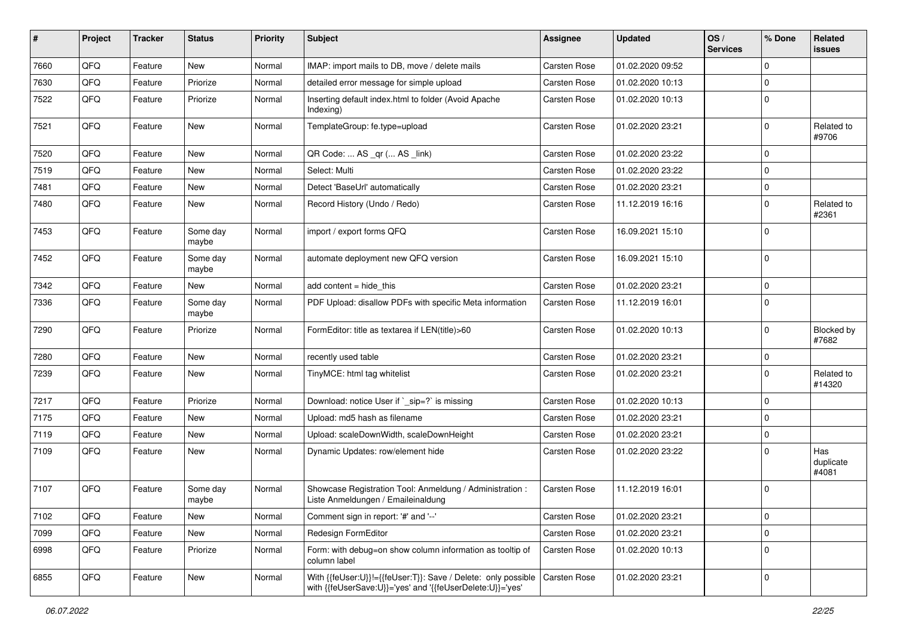| # | Project | Tracker | Status | Priority | Subject | Assignee | Updated | OS / Services | % Done | Related issues |
|---|---|---|---|---|---|---|---|---|---|---|
| 7660 | QFQ | Feature | New | Normal | IMAP: import mails to DB, move / delete mails | Carsten Rose | 01.02.2020 09:52 | | 0 | |
| 7630 | QFQ | Feature | Priorize | Normal | detailed error message for simple upload | Carsten Rose | 01.02.2020 10:13 | | 0 | |
| 7522 | QFQ | Feature | Priorize | Normal | Inserting default index.html to folder (Avoid Apache Indexing) | Carsten Rose | 01.02.2020 10:13 | | 0 | |
| 7521 | QFQ | Feature | New | Normal | TemplateGroup: fe.type=upload | Carsten Rose | 01.02.2020 23:21 | | 0 | Related to #9706 |
| 7520 | QFQ | Feature | New | Normal | QR Code: ... AS _qr (... AS _link) | Carsten Rose | 01.02.2020 23:22 | | 0 | |
| 7519 | QFQ | Feature | New | Normal | Select: Multi | Carsten Rose | 01.02.2020 23:22 | | 0 | |
| 7481 | QFQ | Feature | New | Normal | Detect 'BaseUrl' automatically | Carsten Rose | 01.02.2020 23:21 | | 0 | |
| 7480 | QFQ | Feature | New | Normal | Record History (Undo / Redo) | Carsten Rose | 11.12.2019 16:16 | | 0 | Related to #2361 |
| 7453 | QFQ | Feature | Some day maybe | Normal | import / export forms QFQ | Carsten Rose | 16.09.2021 15:10 | | 0 | |
| 7452 | QFQ | Feature | Some day maybe | Normal | automate deployment new QFQ version | Carsten Rose | 16.09.2021 15:10 | | 0 | |
| 7342 | QFQ | Feature | New | Normal | add content = hide_this | Carsten Rose | 01.02.2020 23:21 | | 0 | |
| 7336 | QFQ | Feature | Some day maybe | Normal | PDF Upload: disallow PDFs with specific Meta information | Carsten Rose | 11.12.2019 16:01 | | 0 | |
| 7290 | QFQ | Feature | Priorize | Normal | FormEditor: title as textarea if LEN(title)>60 | Carsten Rose | 01.02.2020 10:13 | | 0 | Blocked by #7682 |
| 7280 | QFQ | Feature | New | Normal | recently used table | Carsten Rose | 01.02.2020 23:21 | | 0 | |
| 7239 | QFQ | Feature | New | Normal | TinyMCE: html tag whitelist | Carsten Rose | 01.02.2020 23:21 | | 0 | Related to #14320 |
| 7217 | QFQ | Feature | Priorize | Normal | Download: notice User if `_sip=?` is missing | Carsten Rose | 01.02.2020 10:13 | | 0 | |
| 7175 | QFQ | Feature | New | Normal | Upload: md5 hash as filename | Carsten Rose | 01.02.2020 23:21 | | 0 | |
| 7119 | QFQ | Feature | New | Normal | Upload: scaleDownWidth, scaleDownHeight | Carsten Rose | 01.02.2020 23:21 | | 0 | |
| 7109 | QFQ | Feature | New | Normal | Dynamic Updates: row/element hide | Carsten Rose | 01.02.2020 23:22 | | 0 | Has duplicate #4081 |
| 7107 | QFQ | Feature | Some day maybe | Normal | Showcase Registration Tool: Anmeldung / Administration : Liste Anmeldungen / Emaileinaldung | Carsten Rose | 11.12.2019 16:01 | | 0 | |
| 7102 | QFQ | Feature | New | Normal | Comment sign in report: '#' and '--' | Carsten Rose | 01.02.2020 23:21 | | 0 | |
| 7099 | QFQ | Feature | New | Normal | Redesign FormEditor | Carsten Rose | 01.02.2020 23:21 | | 0 | |
| 6998 | QFQ | Feature | Priorize | Normal | Form: with debug=on show column information as tooltip of column label | Carsten Rose | 01.02.2020 10:13 | | 0 | |
| 6855 | QFQ | Feature | New | Normal | With {{feUser:U}}!={{feUser:T}}: Save / Delete: only possible with {{feUserSave:U}}='yes' and '{{feUserDelete:U}}='yes' | Carsten Rose | 01.02.2020 23:21 | | 0 | |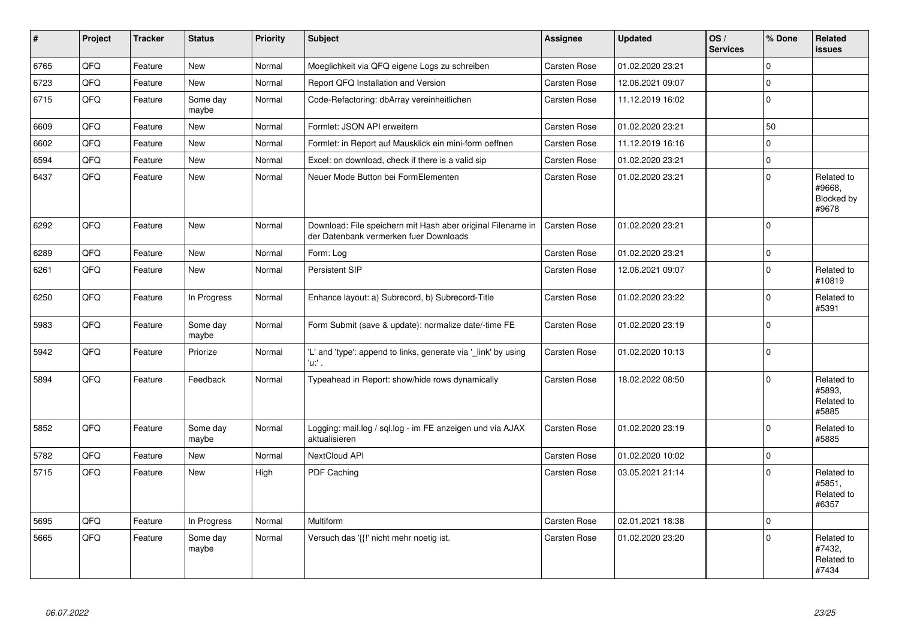| # | Project | Tracker | Status | Priority | Subject | Assignee | Updated | OS / Services | % Done | Related issues |
|---|---|---|---|---|---|---|---|---|---|---|
| 6765 | QFQ | Feature | New | Normal | Moeglichkeit via QFQ eigene Logs zu schreiben | Carsten Rose | 01.02.2020 23:21 | | 0 | |
| 6723 | QFQ | Feature | New | Normal | Report QFQ Installation and Version | Carsten Rose | 12.06.2021 09:07 | | 0 | |
| 6715 | QFQ | Feature | Some day maybe | Normal | Code-Refactoring: dbArray vereinheitlichen | Carsten Rose | 11.12.2019 16:02 | | 0 | |
| 6609 | QFQ | Feature | New | Normal | Formlet: JSON API erweitern | Carsten Rose | 01.02.2020 23:21 | | 50 | |
| 6602 | QFQ | Feature | New | Normal | Formlet: in Report auf Mausklick ein mini-form oeffnen | Carsten Rose | 11.12.2019 16:16 | | 0 | |
| 6594 | QFQ | Feature | New | Normal | Excel: on download, check if there is a valid sip | Carsten Rose | 01.02.2020 23:21 | | 0 | |
| 6437 | QFQ | Feature | New | Normal | Neuer Mode Button bei FormElementen | Carsten Rose | 01.02.2020 23:21 | | 0 | Related to #9668, Blocked by #9678 |
| 6292 | QFQ | Feature | New | Normal | Download: File speichern mit Hash aber original Filename in der Datenbank vermerken fuer Downloads | Carsten Rose | 01.02.2020 23:21 | | 0 | |
| 6289 | QFQ | Feature | New | Normal | Form: Log | Carsten Rose | 01.02.2020 23:21 | | 0 | |
| 6261 | QFQ | Feature | New | Normal | Persistent SIP | Carsten Rose | 12.06.2021 09:07 | | 0 | Related to #10819 |
| 6250 | QFQ | Feature | In Progress | Normal | Enhance layout: a) Subrecord, b) Subrecord-Title | Carsten Rose | 01.02.2020 23:22 | | 0 | Related to #5391 |
| 5983 | QFQ | Feature | Some day maybe | Normal | Form Submit (save & update): normalize date/-time FE | Carsten Rose | 01.02.2020 23:19 | | 0 | |
| 5942 | QFQ | Feature | Priorize | Normal | 'L' and 'type': append to links, generate via '_link' by using 'u:' . | Carsten Rose | 01.02.2020 10:13 | | 0 | |
| 5894 | QFQ | Feature | Feedback | Normal | Typeahead in Report: show/hide rows dynamically | Carsten Rose | 18.02.2022 08:50 | | 0 | Related to #5893, Related to #5885 |
| 5852 | QFQ | Feature | Some day maybe | Normal | Logging: mail.log / sql.log - im FE anzeigen und via AJAX aktualisieren | Carsten Rose | 01.02.2020 23:19 | | 0 | Related to #5885 |
| 5782 | QFQ | Feature | New | Normal | NextCloud API | Carsten Rose | 01.02.2020 10:02 | | 0 | |
| 5715 | QFQ | Feature | New | High | PDF Caching | Carsten Rose | 03.05.2021 21:14 | | 0 | Related to #5851, Related to #6357 |
| 5695 | QFQ | Feature | In Progress | Normal | Multiform | Carsten Rose | 02.01.2021 18:38 | | 0 | |
| 5665 | QFQ | Feature | Some day maybe | Normal | Versuch das '{{!' nicht mehr noetig ist. | Carsten Rose | 01.02.2020 23:20 | | 0 | Related to #7432, Related to #7434 |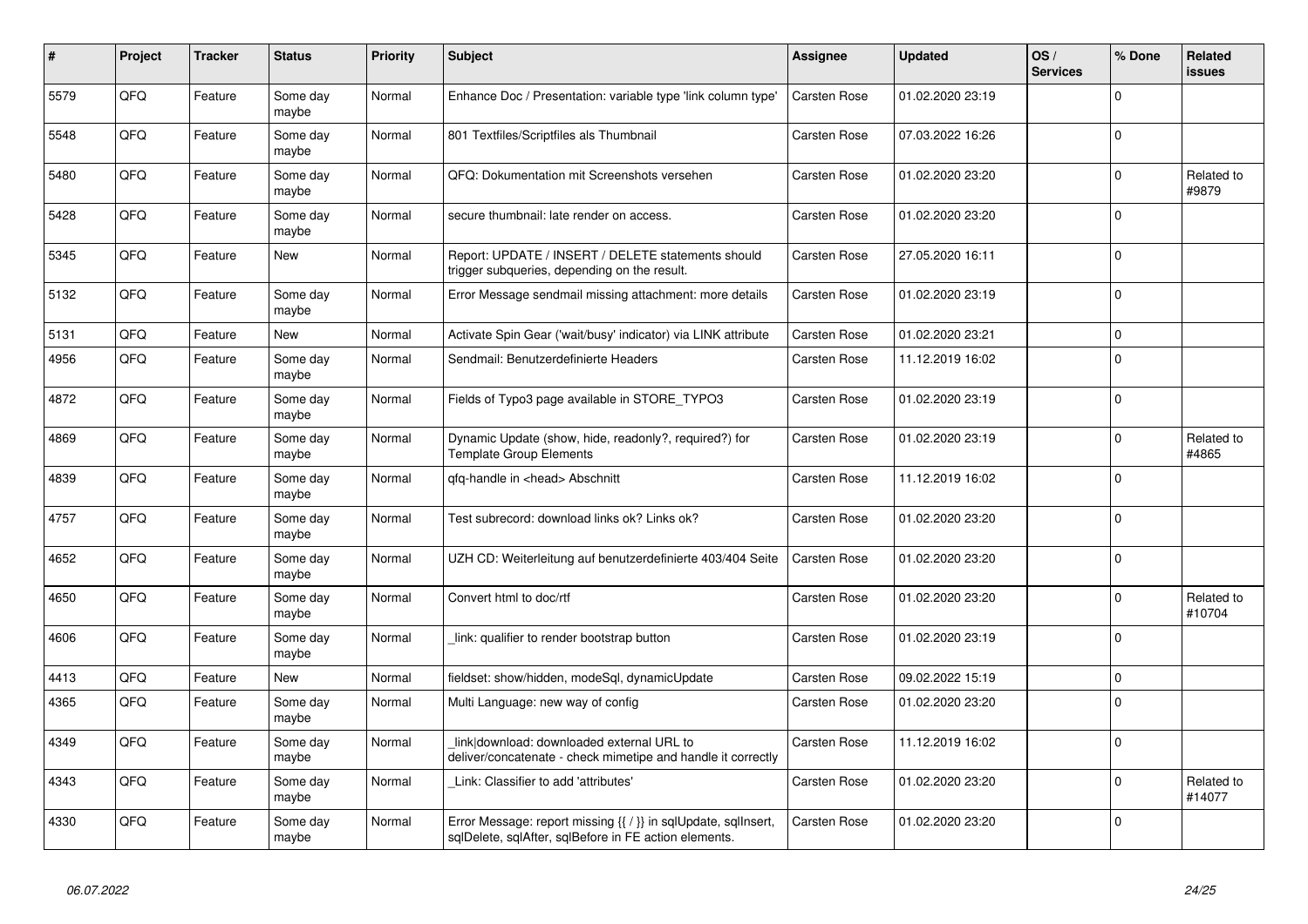| # | Project | Tracker | Status | Priority | Subject | Assignee | Updated | OS / Services | % Done | Related issues |
|---|---|---|---|---|---|---|---|---|---|---|
| 5579 | QFQ | Feature | Some day maybe | Normal | Enhance Doc / Presentation: variable type 'link column type' | Carsten Rose | 01.02.2020 23:19 | | 0 | |
| 5548 | QFQ | Feature | Some day maybe | Normal | 801 Textfiles/Scriptfiles als Thumbnail | Carsten Rose | 07.03.2022 16:26 | | 0 | |
| 5480 | QFQ | Feature | Some day maybe | Normal | QFQ: Dokumentation mit Screenshots versehen | Carsten Rose | 01.02.2020 23:20 | | 0 | Related to #9879 |
| 5428 | QFQ | Feature | Some day maybe | Normal | secure thumbnail: late render on access. | Carsten Rose | 01.02.2020 23:20 | | 0 | |
| 5345 | QFQ | Feature | New | Normal | Report: UPDATE / INSERT / DELETE statements should trigger subqueries, depending on the result. | Carsten Rose | 27.05.2020 16:11 | | 0 | |
| 5132 | QFQ | Feature | Some day maybe | Normal | Error Message sendmail missing attachment: more details | Carsten Rose | 01.02.2020 23:19 | | 0 | |
| 5131 | QFQ | Feature | New | Normal | Activate Spin Gear ('wait/busy' indicator) via LINK attribute | Carsten Rose | 01.02.2020 23:21 | | 0 | |
| 4956 | QFQ | Feature | Some day maybe | Normal | Sendmail: Benutzerdefinierte Headers | Carsten Rose | 11.12.2019 16:02 | | 0 | |
| 4872 | QFQ | Feature | Some day maybe | Normal | Fields of Typo3 page available in STORE_TYPO3 | Carsten Rose | 01.02.2020 23:19 | | 0 | |
| 4869 | QFQ | Feature | Some day maybe | Normal | Dynamic Update (show, hide, readonly?, required?) for Template Group Elements | Carsten Rose | 01.02.2020 23:19 | | 0 | Related to #4865 |
| 4839 | QFQ | Feature | Some day maybe | Normal | qfq-handle in <head> Abschnitt | Carsten Rose | 11.12.2019 16:02 | | 0 | |
| 4757 | QFQ | Feature | Some day maybe | Normal | Test subrecord: download links ok? Links ok? | Carsten Rose | 01.02.2020 23:20 | | 0 | |
| 4652 | QFQ | Feature | Some day maybe | Normal | UZH CD: Weiterleitung auf benutzerdefinierte 403/404 Seite | Carsten Rose | 01.02.2020 23:20 | | 0 | |
| 4650 | QFQ | Feature | Some day maybe | Normal | Convert html to doc/rtf | Carsten Rose | 01.02.2020 23:20 | | 0 | Related to #10704 |
| 4606 | QFQ | Feature | Some day maybe | Normal | _link: qualifier to render bootstrap button | Carsten Rose | 01.02.2020 23:19 | | 0 | |
| 4413 | QFQ | Feature | New | Normal | fieldset: show/hidden, modeSql, dynamicUpdate | Carsten Rose | 09.02.2022 15:19 | | 0 | |
| 4365 | QFQ | Feature | Some day maybe | Normal | Multi Language: new way of config | Carsten Rose | 01.02.2020 23:20 | | 0 | |
| 4349 | QFQ | Feature | Some day maybe | Normal | _link\|download: downloaded external URL to deliver/concatenate - check mimetipe and handle it correctly | Carsten Rose | 11.12.2019 16:02 | | 0 | |
| 4343 | QFQ | Feature | Some day maybe | Normal | _Link: Classifier to add 'attributes' | Carsten Rose | 01.02.2020 23:20 | | 0 | Related to #14077 |
| 4330 | QFQ | Feature | Some day maybe | Normal | Error Message: report missing {{ / }} in sqlUpdate, sqlInsert, sqlDelete, sqlAfter, sqlBefore in FE action elements. | Carsten Rose | 01.02.2020 23:20 | | 0 | |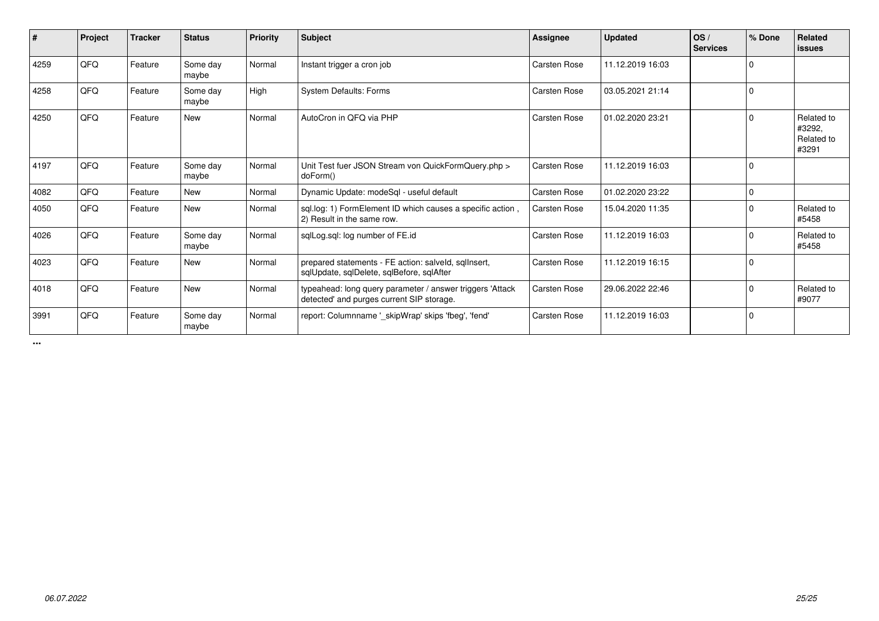| # | Project | Tracker | Status | Priority | Subject | Assignee | Updated | OS / Services | % Done | Related issues |
|---|---|---|---|---|---|---|---|---|---|---|
| 4259 | QFQ | Feature | Some day maybe | Normal | Instant trigger a cron job | Carsten Rose | 11.12.2019 16:03 | | 0 | |
| 4258 | QFQ | Feature | Some day maybe | High | System Defaults: Forms | Carsten Rose | 03.05.2021 21:14 | | 0 | |
| 4250 | QFQ | Feature | New | Normal | AutoCron in QFQ via PHP | Carsten Rose | 01.02.2020 23:21 | | 0 | Related to #3292, Related to #3291 |
| 4197 | QFQ | Feature | Some day maybe | Normal | Unit Test fuer JSON Stream von QuickFormQuery.php > doForm() | Carsten Rose | 11.12.2019 16:03 | | 0 | |
| 4082 | QFQ | Feature | New | Normal | Dynamic Update: modeSql - useful default | Carsten Rose | 01.02.2020 23:22 | | 0 | |
| 4050 | QFQ | Feature | New | Normal | sql.log: 1) FormElement ID which causes a specific action , 2) Result in the same row. | Carsten Rose | 15.04.2020 11:35 | | 0 | Related to #5458 |
| 4026 | QFQ | Feature | Some day maybe | Normal | sqlLog.sql: log number of FE.id | Carsten Rose | 11.12.2019 16:03 | | 0 | Related to #5458 |
| 4023 | QFQ | Feature | New | Normal | prepared statements - FE action: salveId, sqlInsert, sqlUpdate, sqlDelete, sqlBefore, sqlAfter | Carsten Rose | 11.12.2019 16:15 | | 0 | |
| 4018 | QFQ | Feature | New | Normal | typeahead: long query parameter / answer triggers 'Attack detected' and purges current SIP storage. | Carsten Rose | 29.06.2022 22:46 | | 0 | Related to #9077 |
| 3991 | QFQ | Feature | Some day maybe | Normal | report: Columnname '_skipWrap' skips 'fbeg', 'fend' | Carsten Rose | 11.12.2019 16:03 | | 0 | |

...